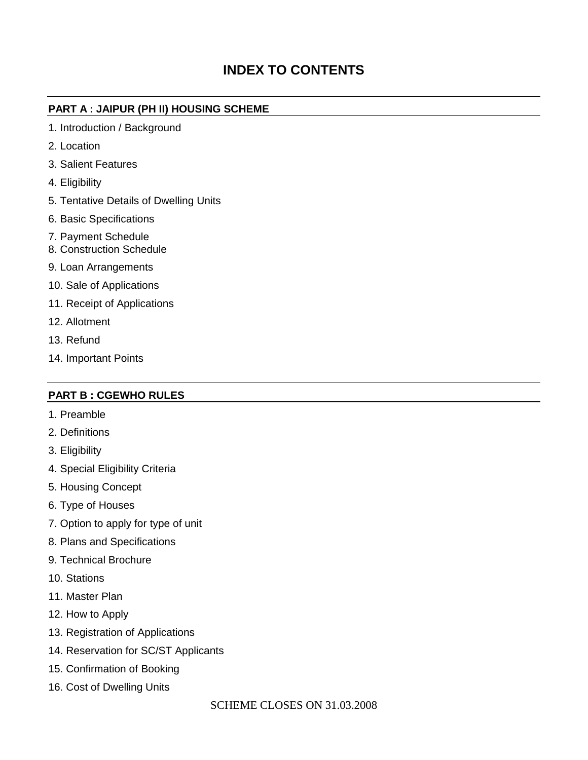# INDEX TO CONTENTS

## PART A : JAIPUR (PH II) HOUSING SCHEME

1. Introduction / Background
2. Location
3. Salient Features
4. Eligibility
5. Tentative Details of Dwelling Units
6. Basic Specifications
7. Payment Schedule
8. Construction Schedule
9. Loan Arrangements
10. Sale of Applications
11. Receipt of Applications
12. Allotment
13. Refund
14. Important Points

## PART B : CGEWHO RULES

1. Preamble
2. Definitions
3. Eligibility
4. Special Eligibility Criteria
5. Housing Concept
6. Type of Houses
7. Option to apply for type of unit
8. Plans and Specifications
9. Technical Brochure
10. Stations
11. Master Plan
12. How to Apply
13. Registration of Applications
14. Reservation for SC/ST Applicants
15. Confirmation of Booking
16. Cost of Dwelling Units

SCHEME CLOSES ON 31.03.2008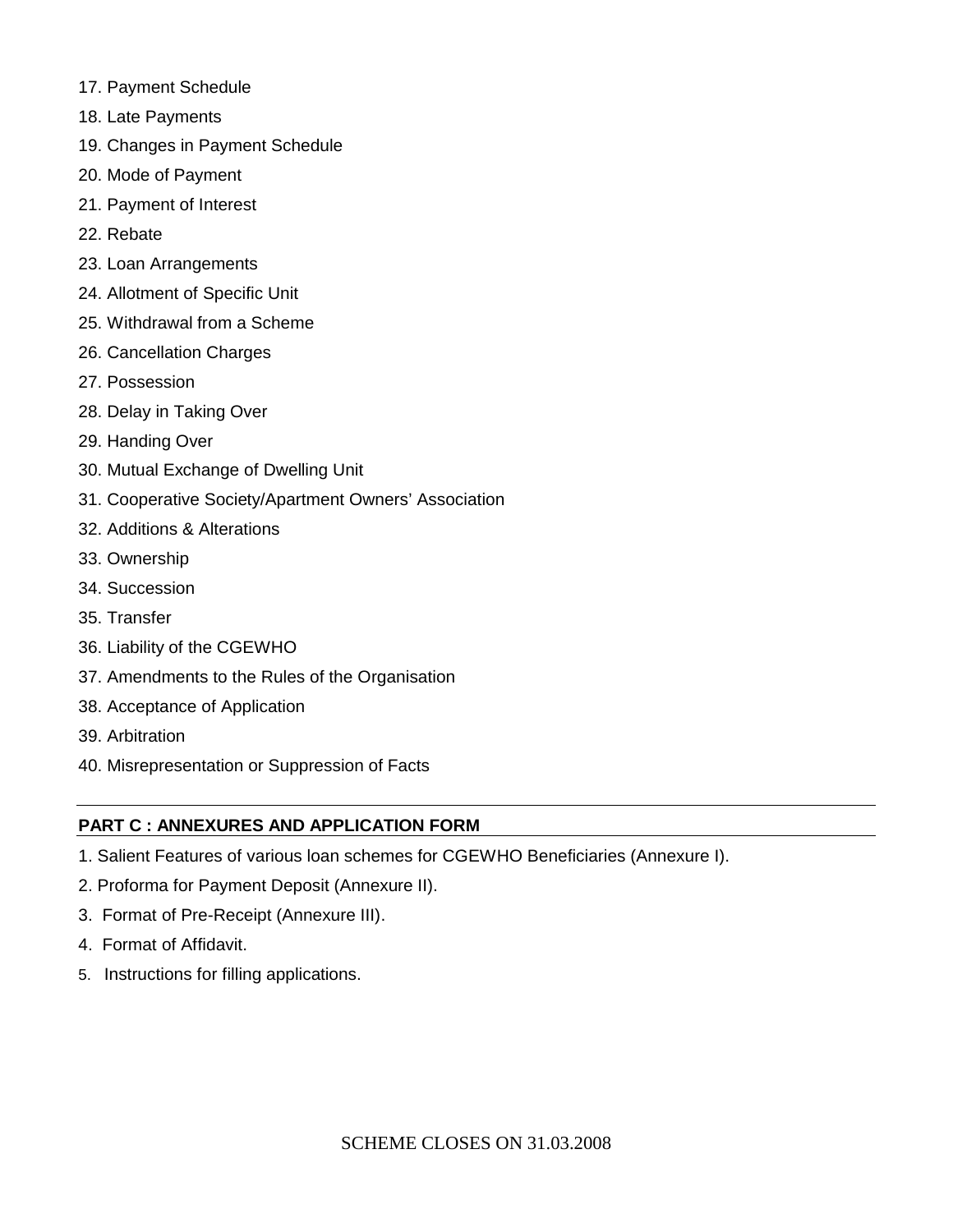17. Payment Schedule
18. Late Payments
19. Changes in Payment Schedule
20. Mode of Payment
21. Payment of Interest
22. Rebate
23. Loan Arrangements
24. Allotment of Specific Unit
25. Withdrawal from a Scheme
26. Cancellation Charges
27. Possession
28. Delay in Taking Over
29. Handing Over
30. Mutual Exchange of Dwelling Unit
31. Cooperative Society/Apartment Owners' Association
32. Additions & Alterations
33. Ownership
34. Succession
35. Transfer
36. Liability of the CGEWHO
37. Amendments to the Rules of the Organisation
38. Acceptance of Application
39. Arbitration
40. Misrepresentation or Suppression of Facts

## PART C : ANNEXURES AND APPLICATION FORM

1. Salient Features of various loan schemes for CGEWHO Beneficiaries (Annexure I).
2. Proforma for Payment Deposit (Annexure II).
3. Format of Pre-Receipt (Annexure III).
4. Format of Affidavit.
5. Instructions for filling applications.

SCHEME CLOSES ON 31.03.2008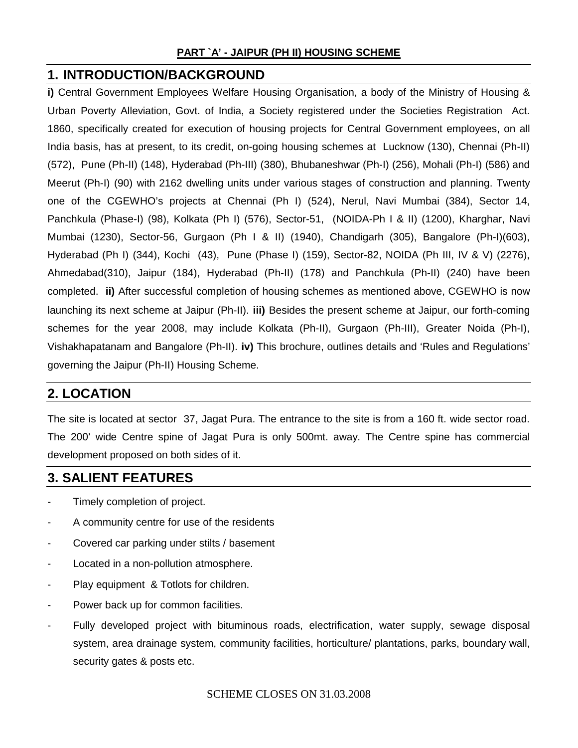**PART `A' - JAIPUR (PH II) HOUSING SCHEME**

## 1. INTRODUCTION/BACKGROUND

**i)** Central Government Employees Welfare Housing Organisation, a body of the Ministry of Housing & Urban Poverty Alleviation, Govt. of India, a Society registered under the Societies Registration Act. 1860, specifically created for execution of housing projects for Central Government employees, on all India basis, has at present, to its credit, on-going housing schemes at Lucknow (130), Chennai (Ph-II) (572), Pune (Ph-II) (148), Hyderabad (Ph-III) (380), Bhubaneshwar (Ph-I) (256), Mohali (Ph-I) (586) and Meerut (Ph-I) (90) with 2162 dwelling units under various stages of construction and planning. Twenty one of the CGEWHO's projects at Chennai (Ph I) (524), Nerul, Navi Mumbai (384), Sector 14, Panchkula (Phase-I) (98), Kolkata (Ph I) (576), Sector-51, (NOIDA-Ph I & II) (1200), Kharghar, Navi Mumbai (1230), Sector-56, Gurgaon (Ph I & II) (1940), Chandigarh (305), Bangalore (Ph-I)(603), Hyderabad (Ph I) (344), Kochi (43), Pune (Phase I) (159), Sector-82, NOIDA (Ph III, IV & V) (2276), Ahmedabad(310), Jaipur (184), Hyderabad (Ph-II) (178) and Panchkula (Ph-II) (240) have been completed. **ii)** After successful completion of housing schemes as mentioned above, CGEWHO is now launching its next scheme at Jaipur (Ph-II). **iii)** Besides the present scheme at Jaipur, our forth-coming schemes for the year 2008, may include Kolkata (Ph-II), Gurgaon (Ph-III), Greater Noida (Ph-I), Vishakhapatanam and Bangalore (Ph-II). **iv)** This brochure, outlines details and 'Rules and Regulations' governing the Jaipur (Ph-II) Housing Scheme.

## 2. LOCATION

The site is located at sector 37, Jagat Pura. The entrance to the site is from a 160 ft. wide sector road. The 200' wide Centre spine of Jagat Pura is only 500mt. away. The Centre spine has commercial development proposed on both sides of it.

## 3. SALIENT FEATURES

- Timely completion of project.
- A community centre for use of the residents
- Covered car parking under stilts / basement
- Located in a non-pollution atmosphere.
- Play equipment & Totlots for children.
- Power back up for common facilities.
- Fully developed project with bituminous roads, electrification, water supply, sewage disposal system, area drainage system, community facilities, horticulture/ plantations, parks, boundary wall, security gates & posts etc.

SCHEME CLOSES ON 31.03.2008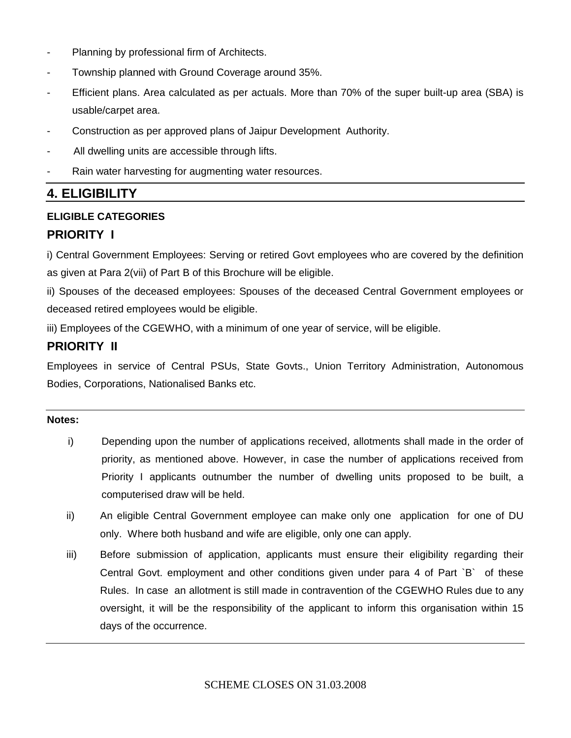- Planning by professional firm of Architects.
- Township planned with Ground Coverage around 35%.
- Efficient plans. Area calculated as per actuals. More than 70% of the super built-up area (SBA) is usable/carpet area.
- Construction as per approved plans of Jaipur Development Authority.
- All dwelling units are accessible through lifts.
- Rain water harvesting for augmenting water resources.

## 4. ELIGIBILITY

**ELIGIBLE CATEGORIES**

### PRIORITY I

i) Central Government Employees: Serving or retired Govt employees who are covered by the definition as given at Para 2(vii) of Part B of this Brochure will be eligible.

ii) Spouses of the deceased employees: Spouses of the deceased Central Government employees or deceased retired employees would be eligible.

iii) Employees of the CGEWHO, with a minimum of one year of service, will be eligible.

### PRIORITY II

Employees in service of Central PSUs, State Govts., Union Territory Administration, Autonomous Bodies, Corporations, Nationalised Banks etc.

---

**Notes:**

i) Depending upon the number of applications received, allotments shall made in the order of priority, as mentioned above. However, in case the number of applications received from Priority I applicants outnumber the number of dwelling units proposed to be built, a computerised draw will be held.

ii) An eligible Central Government employee can make only one application for one of DU only. Where both husband and wife are eligible, only one can apply.

iii) Before submission of application, applicants must ensure their eligibility regarding their Central Govt. employment and other conditions given under para 4 of Part `B` of these Rules. In case an allotment is still made in contravention of the CGEWHO Rules due to any oversight, it will be the responsibility of the applicant to inform this organisation within 15 days of the occurrence.

---

SCHEME CLOSES ON 31.03.2008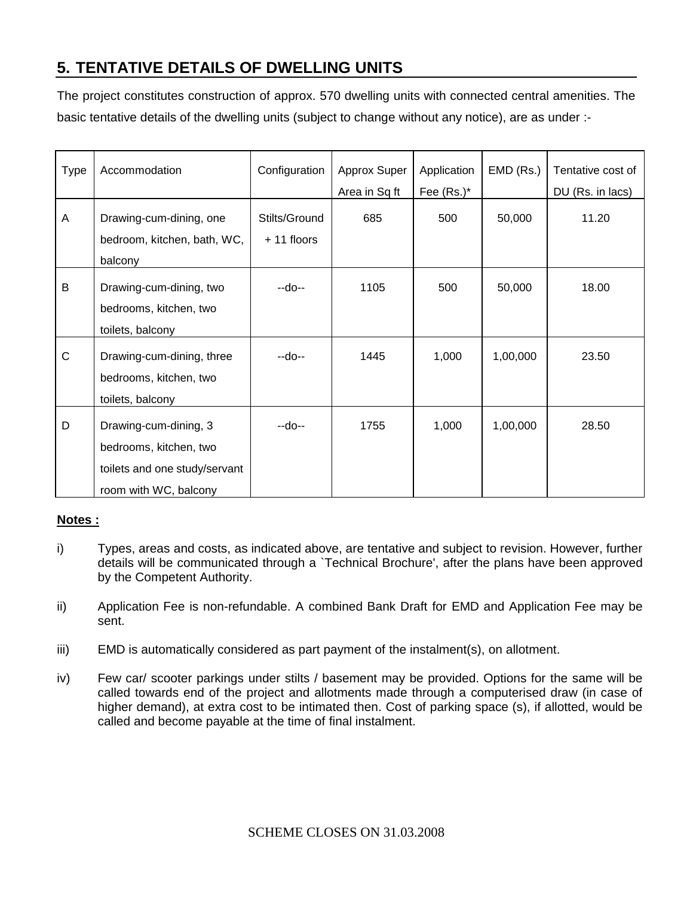## 5. TENTATIVE DETAILS OF DWELLING UNITS

The project constitutes construction of approx. 570 dwelling units with connected central amenities. The basic tentative details of the dwelling units (subject to change without any notice), are as under :-

| Type | Accommodation | Configuration | Approx Super Area in Sq ft | Application Fee (Rs.)* | EMD (Rs.) | Tentative cost of DU (Rs. in lacs) |
|---|---|---|---|---|---|---|
| A | Drawing-cum-dining, one bedroom, kitchen, bath, WC, balcony | Stilts/Ground + 11 floors | 685 | 500 | 50,000 | 11.20 |
| B | Drawing-cum-dining, two bedrooms, kitchen, two toilets, balcony | --do-- | 1105 | 500 | 50,000 | 18.00 |
| C | Drawing-cum-dining, three bedrooms, kitchen, two toilets, balcony | --do-- | 1445 | 1,000 | 1,00,000 | 23.50 |
| D | Drawing-cum-dining, 3 bedrooms, kitchen, two toilets and one study/servant room with WC, balcony | --do-- | 1755 | 1,000 | 1,00,000 | 28.50 |

**Notes :**

i) Types, areas and costs, as indicated above, are tentative and subject to revision. However, further details will be communicated through a `Technical Brochure', after the plans have been approved by the Competent Authority.

ii) Application Fee is non-refundable. A combined Bank Draft for EMD and Application Fee may be sent.

iii) EMD is automatically considered as part payment of the instalment(s), on allotment.

iv) Few car/ scooter parkings under stilts / basement may be provided. Options for the same will be called towards end of the project and allotments made through a computerised draw (in case of higher demand), at extra cost to be intimated then. Cost of parking space (s), if allotted, would be called and become payable at the time of final instalment.

SCHEME CLOSES ON 31.03.2008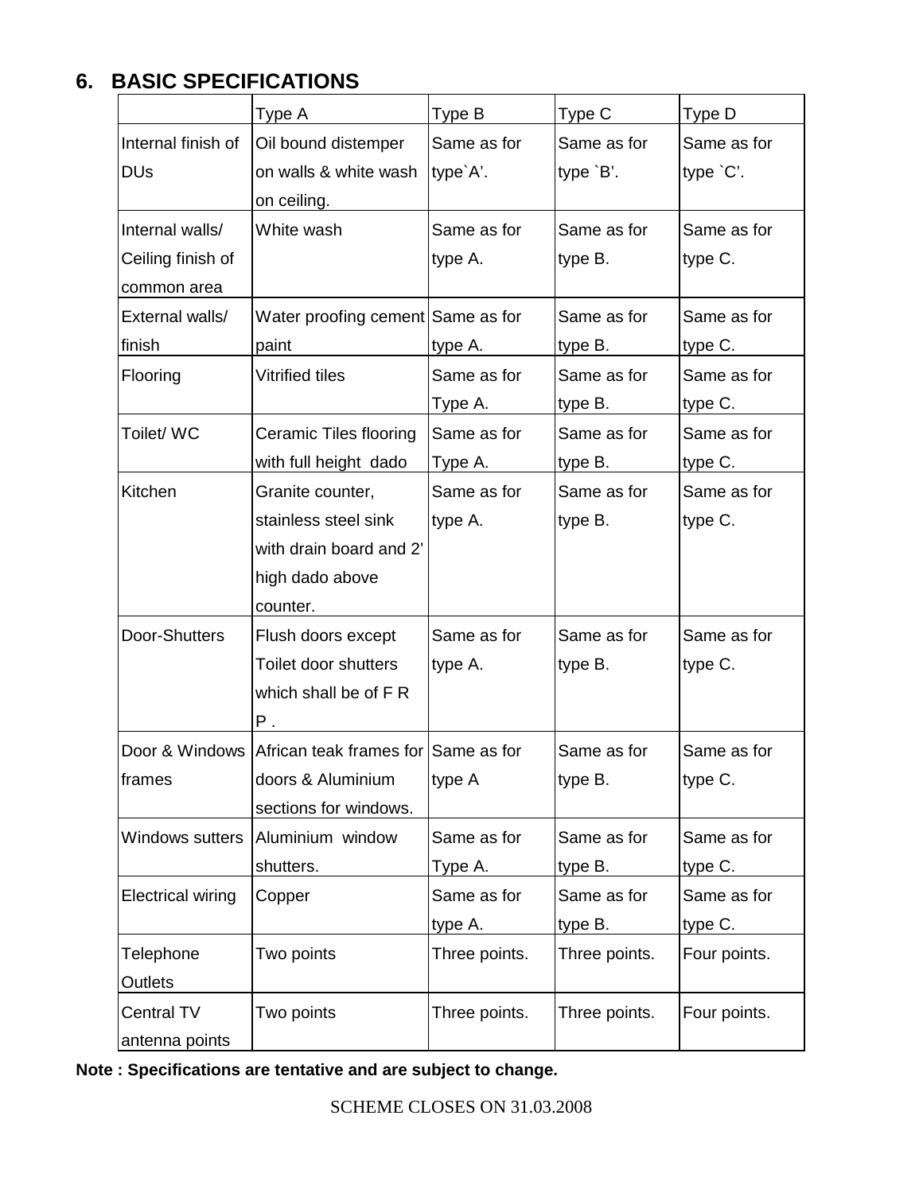## 6. BASIC SPECIFICATIONS

| | Type A | Type B | Type C | Type D |
|---|---|---|---|---|
| Internal finish of DUs | Oil bound distemper on walls & white wash on ceiling. | Same as for type`A'. | Same as for type `B'. | Same as for type `C'. |
| Internal walls/ Ceiling finish of common area | White wash | Same as for type A. | Same as for type B. | Same as for type C. |
| External walls/ finish | Water proofing cement paint | Same as for type A. | Same as for type B. | Same as for type C. |
| Flooring | Vitrified tiles | Same as for Type A. | Same as for type B. | Same as for type C. |
| Toilet/ WC | Ceramic Tiles flooring with full height dado | Same as for Type A. | Same as for type B. | Same as for type C. |
| Kitchen | Granite counter, stainless steel sink with drain board and 2' high dado above counter. | Same as for type A. | Same as for type B. | Same as for type C. |
| Door-Shutters | Flush doors except Toilet door shutters which shall be of F R P . | Same as for type A. | Same as for type B. | Same as for type C. |
| Door & Windows frames | African teak frames for doors & Aluminium sections for windows. | Same as for type A | Same as for type B. | Same as for type C. |
| Windows sutters | Aluminium window shutters. | Same as for Type A. | Same as for type B. | Same as for type C. |
| Electrical wiring | Copper | Same as for type A. | Same as for type B. | Same as for type C. |
| Telephone Outlets | Two points | Three points. | Three points. | Four points. |
| Central TV antenna points | Two points | Three points. | Three points. | Four points. |

**Note : Specifications are tentative and are subject to change.**

SCHEME CLOSES ON 31.03.2008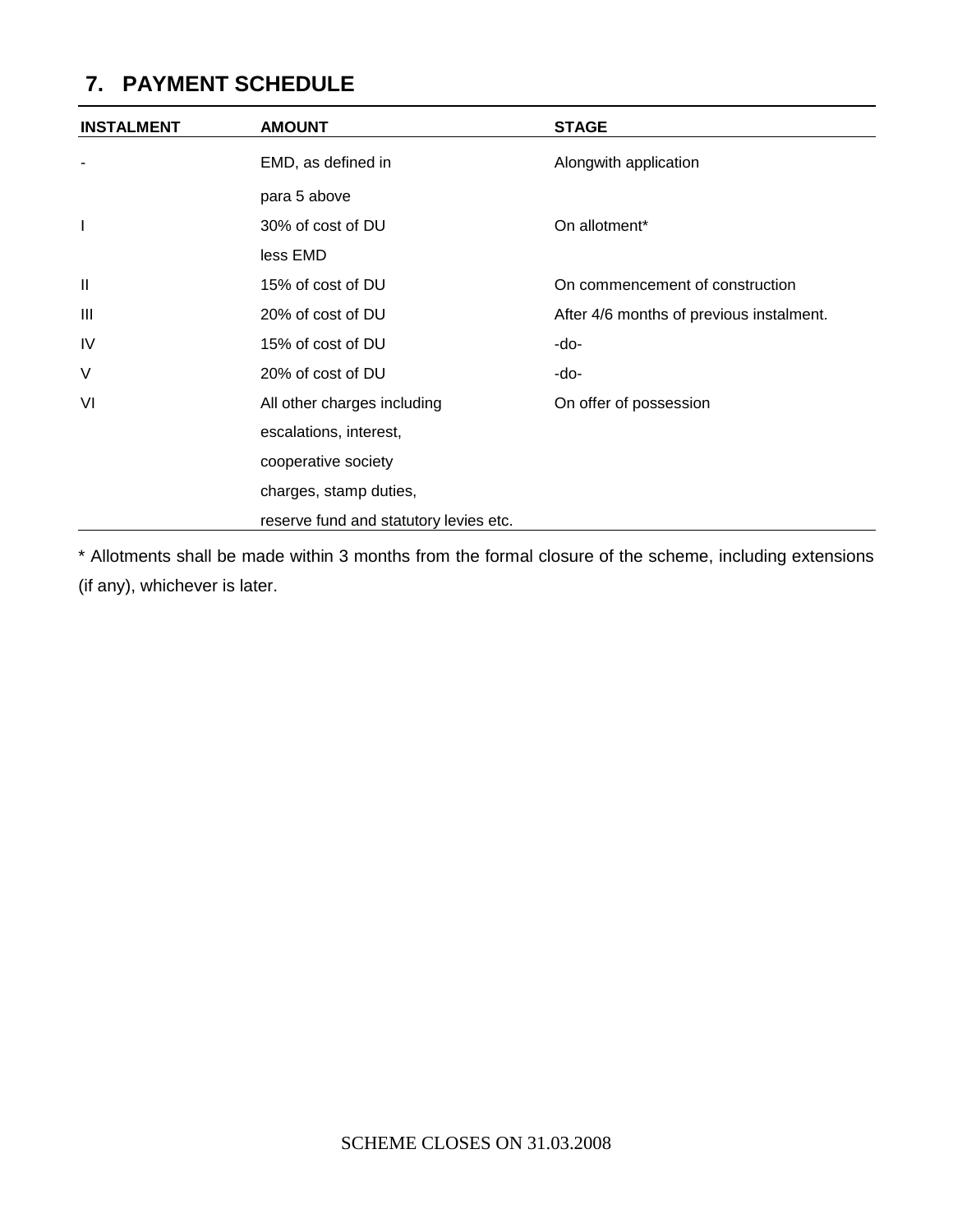## 7. PAYMENT SCHEDULE

| INSTALMENT | AMOUNT | STAGE |
|---|---|---|
| - | EMD, as defined in para 5 above | Alongwith application |
| I | 30% of cost of DU less EMD | On allotment* |
| II | 15% of cost of DU | On commencement of construction |
| III | 20% of cost of DU | After 4/6 months of previous instalment. |
| IV | 15% of cost of DU | -do- |
| V | 20% of cost of DU | -do- |
| VI | All other charges including escalations, interest, cooperative society charges, stamp duties, reserve fund and statutory levies etc. | On offer of possession |

* Allotments shall be made within 3 months from the formal closure of the scheme, including extensions (if any), whichever is later.

SCHEME CLOSES ON 31.03.2008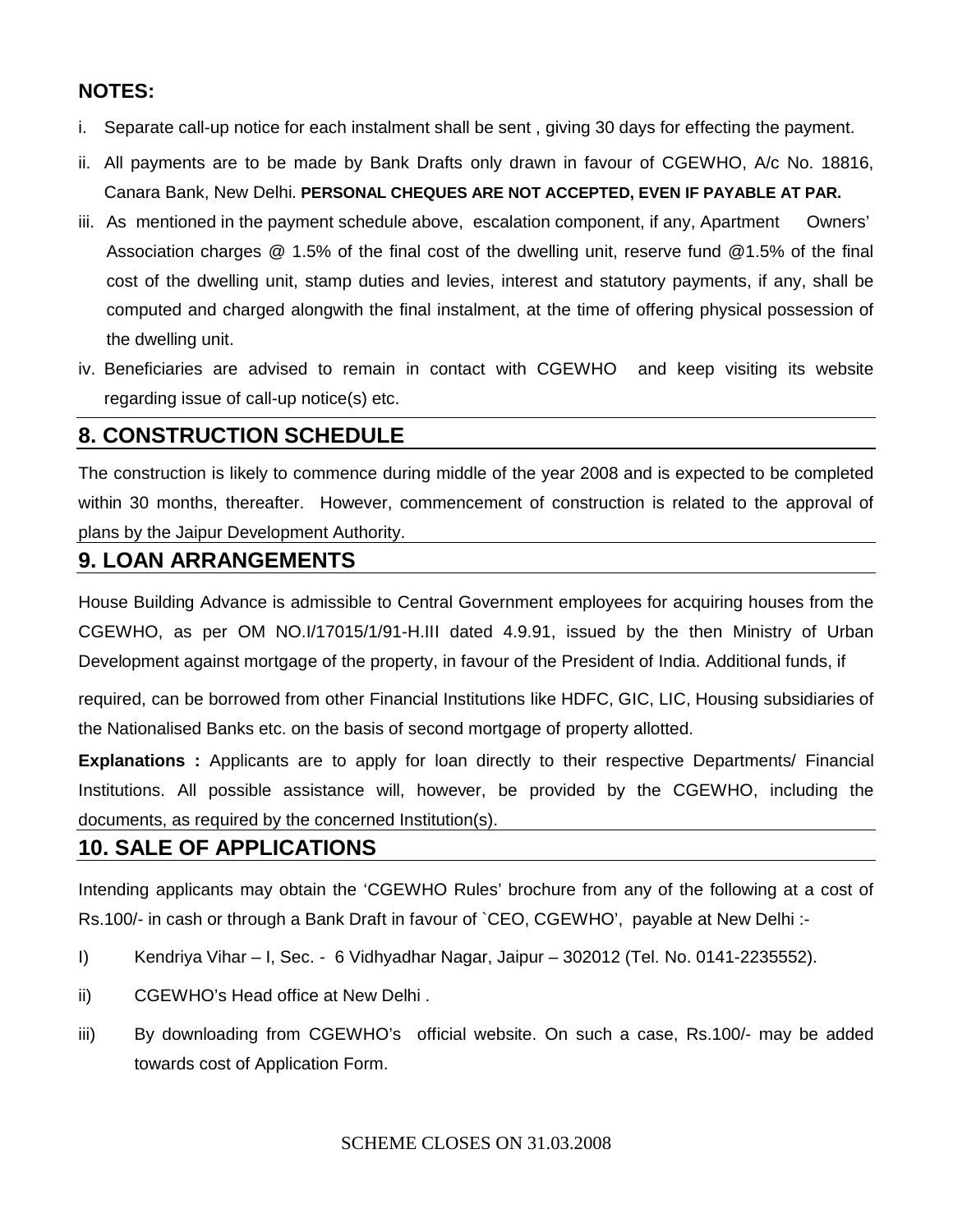## NOTES:

i. Separate call-up notice for each instalment shall be sent , giving 30 days for effecting the payment.

ii. All payments are to be made by Bank Drafts only drawn in favour of CGEWHO, A/c No. 18816, Canara Bank, New Delhi. **PERSONAL CHEQUES ARE NOT ACCEPTED, EVEN IF PAYABLE AT PAR.**

iii. As mentioned in the payment schedule above, escalation component, if any, Apartment Owners' Association charges @ 1.5% of the final cost of the dwelling unit, reserve fund @1.5% of the final cost of the dwelling unit, stamp duties and levies, interest and statutory payments, if any, shall be computed and charged alongwith the final instalment, at the time of offering physical possession of the dwelling unit.

iv. Beneficiaries are advised to remain in contact with CGEWHO and keep visiting its website regarding issue of call-up notice(s) etc.

## 8. CONSTRUCTION SCHEDULE

The construction is likely to commence during middle of the year 2008 and is expected to be completed within 30 months, thereafter. However, commencement of construction is related to the approval of plans by the Jaipur Development Authority.

## 9. LOAN ARRANGEMENTS

House Building Advance is admissible to Central Government employees for acquiring houses from the CGEWHO, as per OM NO.I/17015/1/91-H.III dated 4.9.91, issued by the then Ministry of Urban Development against mortgage of the property, in favour of the President of India. Additional funds, if required, can be borrowed from other Financial Institutions like HDFC, GIC, LIC, Housing subsidiaries of the Nationalised Banks etc. on the basis of second mortgage of property allotted.

**Explanations :** Applicants are to apply for loan directly to their respective Departments/ Financial Institutions. All possible assistance will, however, be provided by the CGEWHO, including the documents, as required by the concerned Institution(s).

## 10. SALE OF APPLICATIONS

Intending applicants may obtain the 'CGEWHO Rules' brochure from any of the following at a cost of Rs.100/- in cash or through a Bank Draft in favour of `CEO, CGEWHO', payable at New Delhi :-

I) Kendriya Vihar – I, Sec. - 6 Vidhyadhar Nagar, Jaipur – 302012 (Tel. No. 0141-2235552).

ii) CGEWHO's Head office at New Delhi .

iii) By downloading from CGEWHO's official website. On such a case, Rs.100/- may be added towards cost of Application Form.

SCHEME CLOSES ON 31.03.2008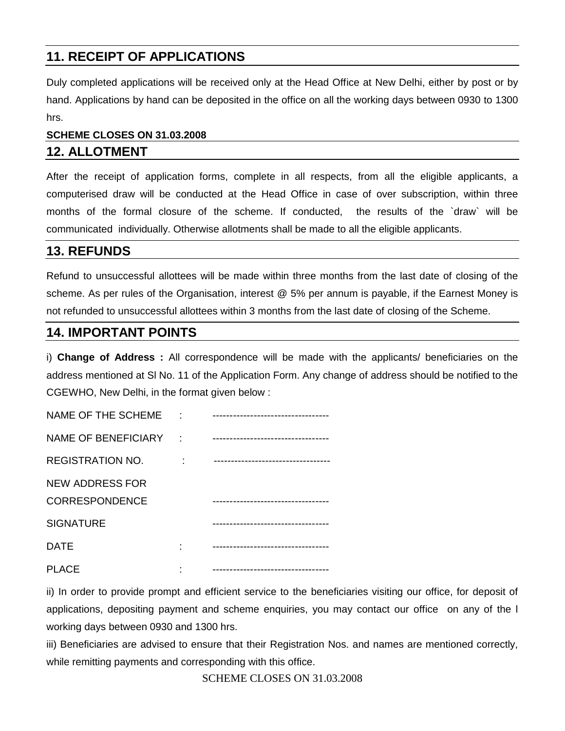## 11. RECEIPT OF APPLICATIONS

Duly completed applications will be received only at the Head Office at New Delhi, either by post or by hand. Applications by hand can be deposited in the office on all the working days between 0930 to 1300 hrs.

**SCHEME CLOSES ON 31.03.2008**

## 12. ALLOTMENT

After the receipt of application forms, complete in all respects, from all the eligible applicants, a computerised draw will be conducted at the Head Office in case of over subscription, within three months of the formal closure of the scheme. If conducted, the results of the `draw` will be communicated individually. Otherwise allotments shall be made to all the eligible applicants.

## 13. REFUNDS

Refund to unsuccessful allottees will be made within three months from the last date of closing of the scheme. As per rules of the Organisation, interest @ 5% per annum is payable, if the Earnest Money is not refunded to unsuccessful allottees within 3 months from the last date of closing of the Scheme.

## 14. IMPORTANT POINTS

i) **Change of Address :** All correspondence will be made with the applicants/ beneficiaries on the address mentioned at Sl No. 11 of the Application Form. Any change of address should be notified to the CGEWHO, New Delhi, in the format given below :

NAME OF THE SCHEME : ----------------------------------

NAME OF BENEFICIARY : ----------------------------------

REGISTRATION NO. : ----------------------------------

NEW ADDRESS FOR CORRESPONDENCE ----------------------------------

SIGNATURE ----------------------------------

DATE : ----------------------------------

PLACE : ----------------------------------

ii) In order to provide prompt and efficient service to the beneficiaries visiting our office, for deposit of applications, depositing payment and scheme enquiries, you may contact our office on any of the l working days between 0930 and 1300 hrs.

iii) Beneficiaries are advised to ensure that their Registration Nos. and names are mentioned correctly, while remitting payments and corresponding with this office.

SCHEME CLOSES ON 31.03.2008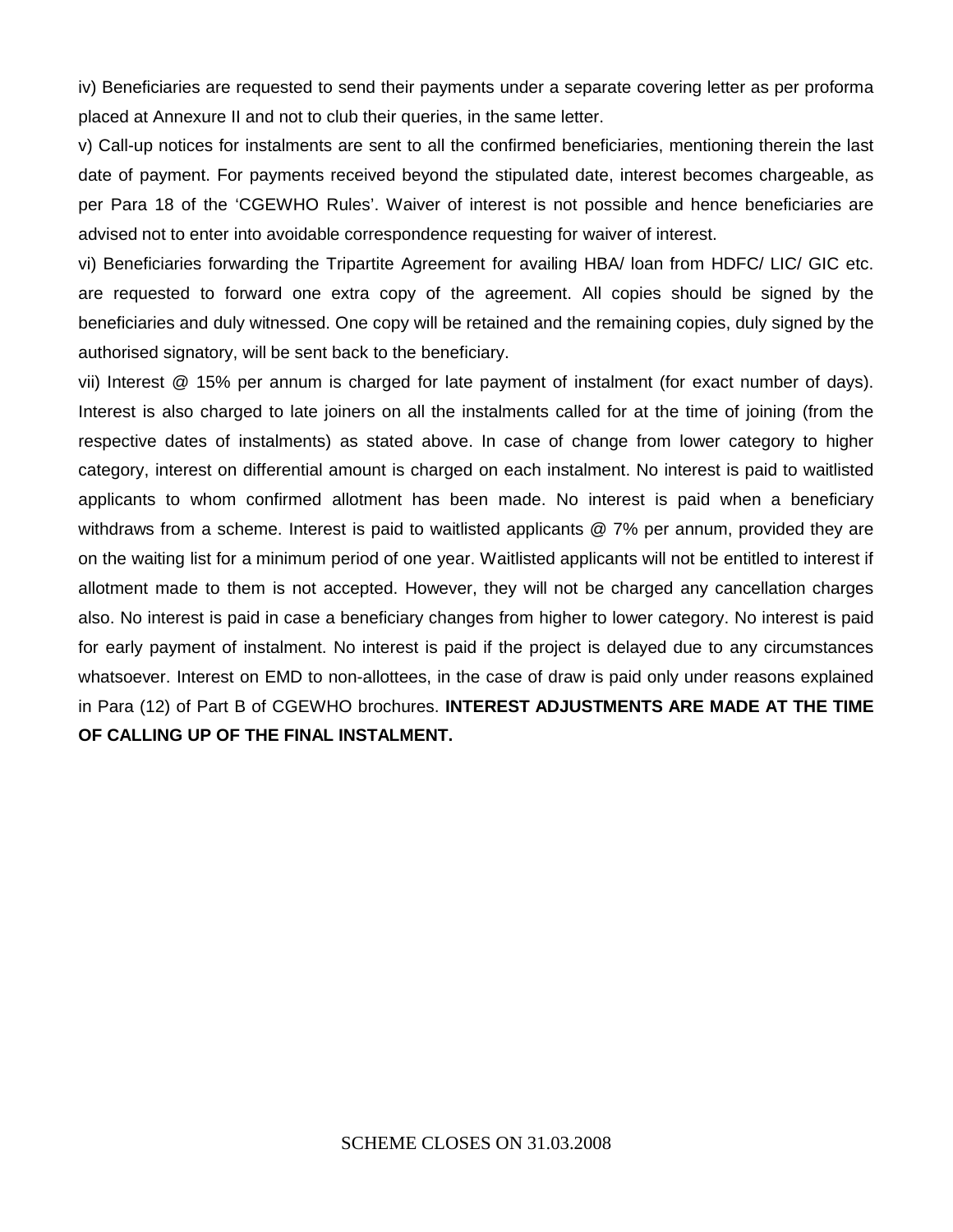iv) Beneficiaries are requested to send their payments under a separate covering letter as per proforma placed at Annexure II and not to club their queries, in the same letter.

v) Call-up notices for instalments are sent to all the confirmed beneficiaries, mentioning therein the last date of payment. For payments received beyond the stipulated date, interest becomes chargeable, as per Para 18 of the 'CGEWHO Rules'. Waiver of interest is not possible and hence beneficiaries are advised not to enter into avoidable correspondence requesting for waiver of interest.

vi) Beneficiaries forwarding the Tripartite Agreement for availing HBA/ loan from HDFC/ LIC/ GIC etc. are requested to forward one extra copy of the agreement. All copies should be signed by the beneficiaries and duly witnessed. One copy will be retained and the remaining copies, duly signed by the authorised signatory, will be sent back to the beneficiary.

vii) Interest @ 15% per annum is charged for late payment of instalment (for exact number of days). Interest is also charged to late joiners on all the instalments called for at the time of joining (from the respective dates of instalments) as stated above. In case of change from lower category to higher category, interest on differential amount is charged on each instalment. No interest is paid to waitlisted applicants to whom confirmed allotment has been made. No interest is paid when a beneficiary withdraws from a scheme. Interest is paid to waitlisted applicants @ 7% per annum, provided they are on the waiting list for a minimum period of one year. Waitlisted applicants will not be entitled to interest if allotment made to them is not accepted. However, they will not be charged any cancellation charges also. No interest is paid in case a beneficiary changes from higher to lower category. No interest is paid for early payment of instalment. No interest is paid if the project is delayed due to any circumstances whatsoever. Interest on EMD to non-allottees, in the case of draw is paid only under reasons explained in Para (12) of Part B of CGEWHO brochures. **INTEREST ADJUSTMENTS ARE MADE AT THE TIME OF CALLING UP OF THE FINAL INSTALMENT.**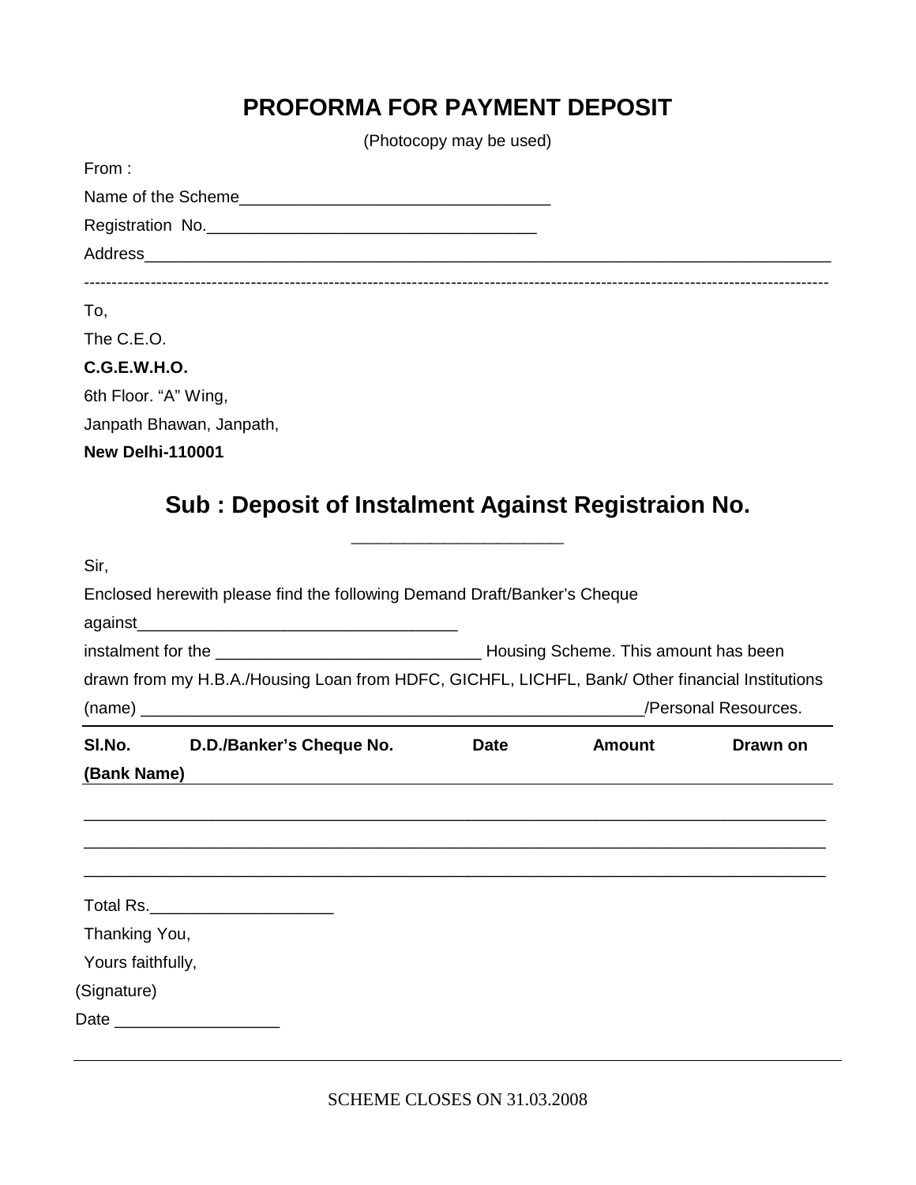# PROFORMA FOR PAYMENT DEPOSIT

(Photocopy may be used)

From :

Name of the Scheme_________________________________

Registration No.____________________________________

Address__________________________________________________________________________

-----------------------------------------------------------------------------------------------------------------------------------

To,

The C.E.O.

**C.G.E.W.H.O.**

6th Floor. "A" Wing,

Janpath Bhawan, Janpath,

**New Delhi-110001**

## Sub : Deposit of Instalment Against Registraion No. ______________________

Sir,

Enclosed herewith please find the following Demand Draft/Banker's Cheque against___________________________________ instalment for the _____________________________ Housing Scheme. This amount has been drawn from my H.B.A./Housing Loan from HDFC, GICHFL, LICHFL, Bank/ Other financial Institutions (name) ________________________________________________________/Personal Resources.

| Sl.No. | D.D./Banker's Cheque No. | Date | Amount | Drawn on (Bank Name) |
|---|---|---|---|---|
| | | | | |
| | | | | |
| | | | | |

Total Rs.____________________

Thanking You,

Yours faithfully,

(Signature)

Date __________________

SCHEME CLOSES ON 31.03.2008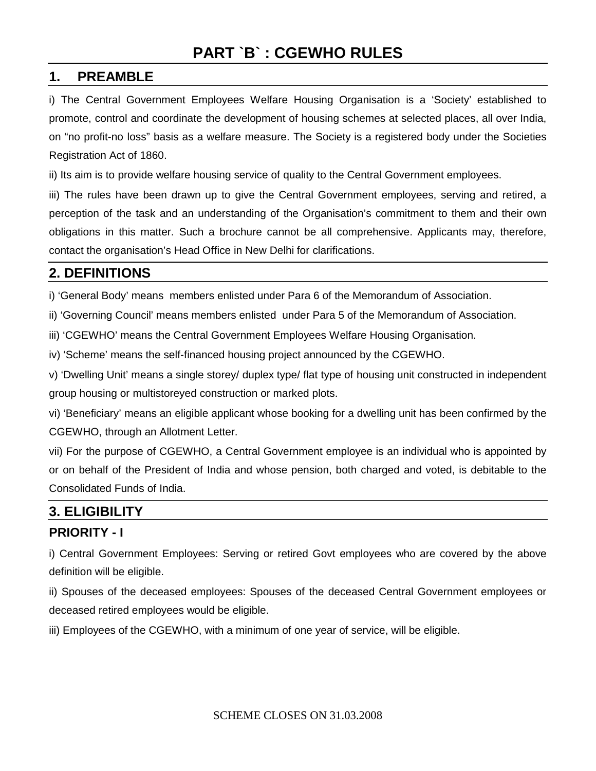# PART `B` : CGEWHO RULES

## 1. PREAMBLE

i) The Central Government Employees Welfare Housing Organisation is a 'Society' established to promote, control and coordinate the development of housing schemes at selected places, all over India, on "no profit-no loss" basis as a welfare measure. The Society is a registered body under the Societies Registration Act of 1860.

ii) Its aim is to provide welfare housing service of quality to the Central Government employees.

iii) The rules have been drawn up to give the Central Government employees, serving and retired, a perception of the task and an understanding of the Organisation's commitment to them and their own obligations in this matter. Such a brochure cannot be all comprehensive. Applicants may, therefore, contact the organisation's Head Office in New Delhi for clarifications.

## 2. DEFINITIONS

i) 'General Body' means members enlisted under Para 6 of the Memorandum of Association.

ii) 'Governing Council' means members enlisted under Para 5 of the Memorandum of Association.

iii) 'CGEWHO' means the Central Government Employees Welfare Housing Organisation.

iv) 'Scheme' means the self-financed housing project announced by the CGEWHO.

v) 'Dwelling Unit' means a single storey/ duplex type/ flat type of housing unit constructed in independent group housing or multistoreyed construction or marked plots.

vi) 'Beneficiary' means an eligible applicant whose booking for a dwelling unit has been confirmed by the CGEWHO, through an Allotment Letter.

vii) For the purpose of CGEWHO, a Central Government employee is an individual who is appointed by or on behalf of the President of India and whose pension, both charged and voted, is debitable to the Consolidated Funds of India.

## 3. ELIGIBILITY

### PRIORITY - I

i) Central Government Employees: Serving or retired Govt employees who are covered by the above definition will be eligible.

ii) Spouses of the deceased employees: Spouses of the deceased Central Government employees or deceased retired employees would be eligible.

iii) Employees of the CGEWHO, with a minimum of one year of service, will be eligible.

SCHEME CLOSES ON 31.03.2008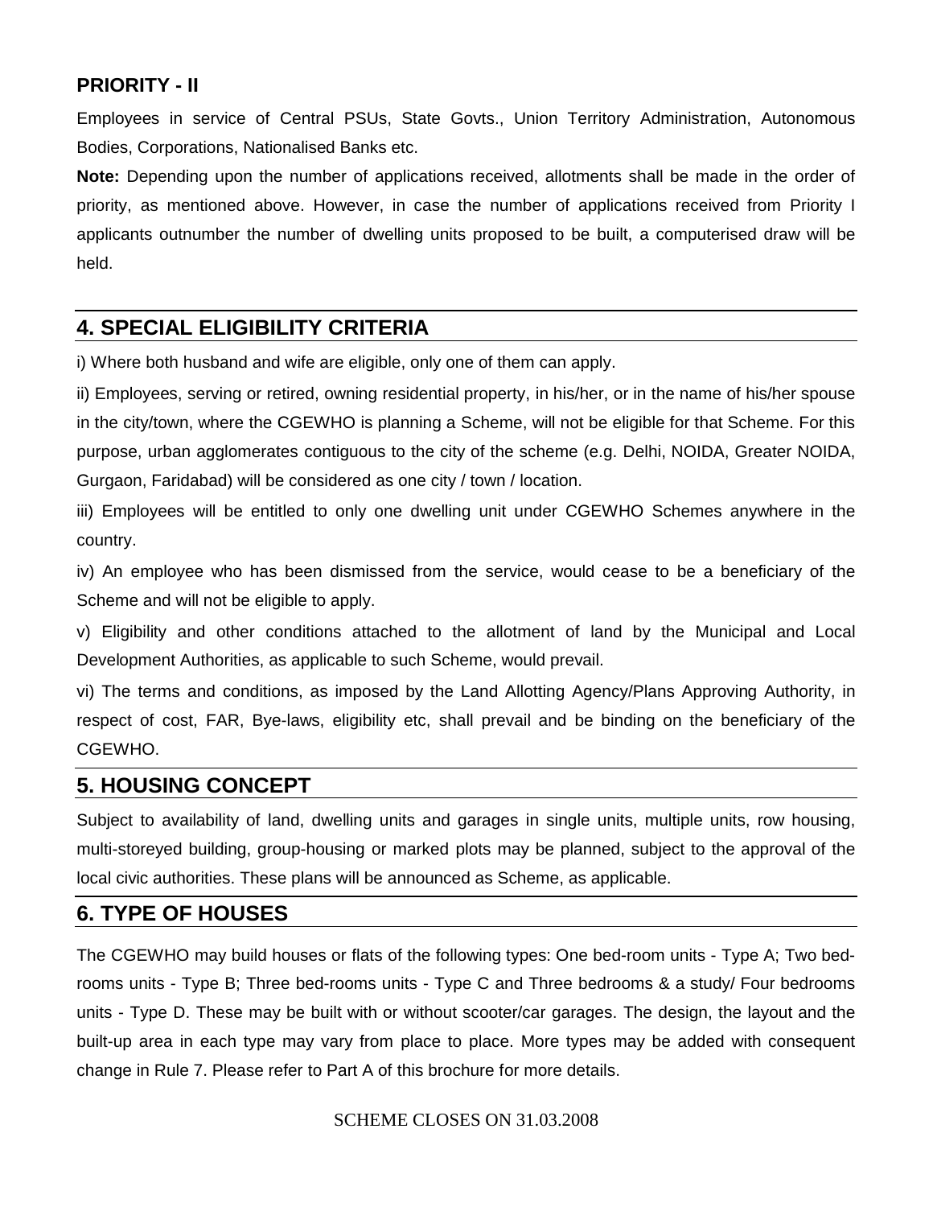### PRIORITY - II

Employees in service of Central PSUs, State Govts., Union Territory Administration, Autonomous Bodies, Corporations, Nationalised Banks etc.

**Note:** Depending upon the number of applications received, allotments shall be made in the order of priority, as mentioned above. However, in case the number of applications received from Priority I applicants outnumber the number of dwelling units proposed to be built, a computerised draw will be held.

## 4. SPECIAL ELIGIBILITY CRITERIA

i) Where both husband and wife are eligible, only one of them can apply.

ii) Employees, serving or retired, owning residential property, in his/her, or in the name of his/her spouse in the city/town, where the CGEWHO is planning a Scheme, will not be eligible for that Scheme. For this purpose, urban agglomerates contiguous to the city of the scheme (e.g. Delhi, NOIDA, Greater NOIDA, Gurgaon, Faridabad) will be considered as one city / town / location.

iii) Employees will be entitled to only one dwelling unit under CGEWHO Schemes anywhere in the country.

iv) An employee who has been dismissed from the service, would cease to be a beneficiary of the Scheme and will not be eligible to apply.

v) Eligibility and other conditions attached to the allotment of land by the Municipal and Local Development Authorities, as applicable to such Scheme, would prevail.

vi) The terms and conditions, as imposed by the Land Allotting Agency/Plans Approving Authority, in respect of cost, FAR, Bye-laws, eligibility etc, shall prevail and be binding on the beneficiary of the CGEWHO.

## 5. HOUSING CONCEPT

Subject to availability of land, dwelling units and garages in single units, multiple units, row housing, multi-storeyed building, group-housing or marked plots may be planned, subject to the approval of the local civic authorities. These plans will be announced as Scheme, as applicable.

## 6. TYPE OF HOUSES

The CGEWHO may build houses or flats of the following types: One bed-room units - Type A; Two bed-rooms units - Type B; Three bed-rooms units - Type C and Three bedrooms & a study/ Four bedrooms units - Type D. These may be built with or without scooter/car garages. The design, the layout and the built-up area in each type may vary from place to place. More types may be added with consequent change in Rule 7. Please refer to Part A of this brochure for more details.

SCHEME CLOSES ON 31.03.2008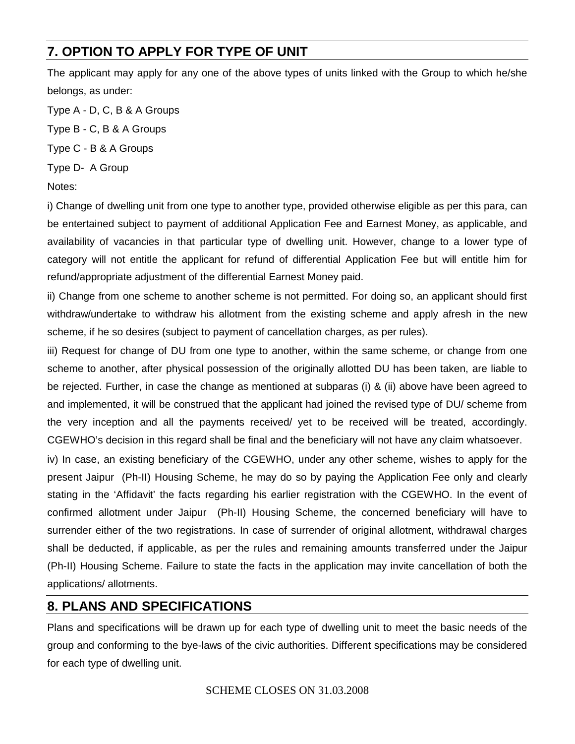## 7. OPTION TO APPLY FOR TYPE OF UNIT

The applicant may apply for any one of the above types of units linked with the Group to which he/she belongs, as under:

Type A - D, C, B & A Groups

Type B - C, B & A Groups

Type C - B & A Groups

Type D- A Group

Notes:

i) Change of dwelling unit from one type to another type, provided otherwise eligible as per this para, can be entertained subject to payment of additional Application Fee and Earnest Money, as applicable, and availability of vacancies in that particular type of dwelling unit. However, change to a lower type of category will not entitle the applicant for refund of differential Application Fee but will entitle him for refund/appropriate adjustment of the differential Earnest Money paid.

ii) Change from one scheme to another scheme is not permitted. For doing so, an applicant should first withdraw/undertake to withdraw his allotment from the existing scheme and apply afresh in the new scheme, if he so desires (subject to payment of cancellation charges, as per rules).

iii) Request for change of DU from one type to another, within the same scheme, or change from one scheme to another, after physical possession of the originally allotted DU has been taken, are liable to be rejected. Further, in case the change as mentioned at subparas (i) & (ii) above have been agreed to and implemented, it will be construed that the applicant had joined the revised type of DU/ scheme from the very inception and all the payments received/ yet to be received will be treated, accordingly. CGEWHO's decision in this regard shall be final and the beneficiary will not have any claim whatsoever.

iv) In case, an existing beneficiary of the CGEWHO, under any other scheme, wishes to apply for the present Jaipur (Ph-II) Housing Scheme, he may do so by paying the Application Fee only and clearly stating in the 'Affidavit' the facts regarding his earlier registration with the CGEWHO. In the event of confirmed allotment under Jaipur (Ph-II) Housing Scheme, the concerned beneficiary will have to surrender either of the two registrations. In case of surrender of original allotment, withdrawal charges shall be deducted, if applicable, as per the rules and remaining amounts transferred under the Jaipur (Ph-II) Housing Scheme. Failure to state the facts in the application may invite cancellation of both the applications/ allotments.

## 8. PLANS AND SPECIFICATIONS

Plans and specifications will be drawn up for each type of dwelling unit to meet the basic needs of the group and conforming to the bye-laws of the civic authorities. Different specifications may be considered for each type of dwelling unit.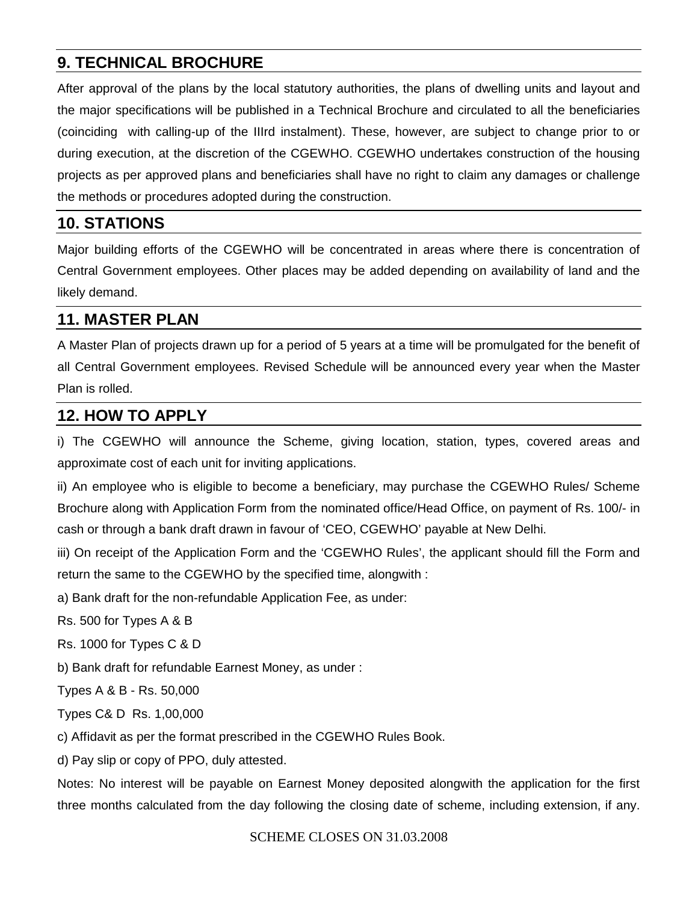## 9. TECHNICAL BROCHURE

After approval of the plans by the local statutory authorities, the plans of dwelling units and layout and the major specifications will be published in a Technical Brochure and circulated to all the beneficiaries (coinciding with calling-up of the IIIrd instalment). These, however, are subject to change prior to or during execution, at the discretion of the CGEWHO. CGEWHO undertakes construction of the housing projects as per approved plans and beneficiaries shall have no right to claim any damages or challenge the methods or procedures adopted during the construction.

## 10. STATIONS

Major building efforts of the CGEWHO will be concentrated in areas where there is concentration of Central Government employees. Other places may be added depending on availability of land and the likely demand.

## 11. MASTER PLAN

A Master Plan of projects drawn up for a period of 5 years at a time will be promulgated for the benefit of all Central Government employees. Revised Schedule will be announced every year when the Master Plan is rolled.

## 12. HOW TO APPLY

i) The CGEWHO will announce the Scheme, giving location, station, types, covered areas and approximate cost of each unit for inviting applications.

ii) An employee who is eligible to become a beneficiary, may purchase the CGEWHO Rules/ Scheme Brochure along with Application Form from the nominated office/Head Office, on payment of Rs. 100/- in cash or through a bank draft drawn in favour of 'CEO, CGEWHO' payable at New Delhi.

iii) On receipt of the Application Form and the 'CGEWHO Rules', the applicant should fill the Form and return the same to the CGEWHO by the specified time, alongwith :

a) Bank draft for the non-refundable Application Fee, as under:

Rs. 500 for Types A & B

Rs. 1000 for Types C & D

b) Bank draft for refundable Earnest Money, as under :

Types A & B - Rs. 50,000

Types C& D Rs. 1,00,000

c) Affidavit as per the format prescribed in the CGEWHO Rules Book.

d) Pay slip or copy of PPO, duly attested.

Notes: No interest will be payable on Earnest Money deposited alongwith the application for the first three months calculated from the day following the closing date of scheme, including extension, if any.

SCHEME CLOSES ON 31.03.2008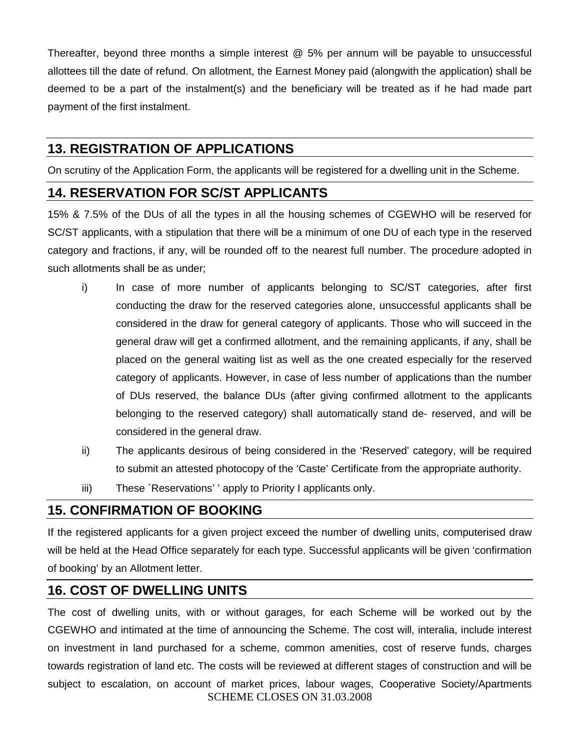Thereafter, beyond three months a simple interest @ 5% per annum will be payable to unsuccessful allottees till the date of refund. On allotment, the Earnest Money paid (alongwith the application) shall be deemed to be a part of the instalment(s) and the beneficiary will be treated as if he had made part payment of the first instalment.

## 13. REGISTRATION OF APPLICATIONS

On scrutiny of the Application Form, the applicants will be registered for a dwelling unit in the Scheme.

## 14. RESERVATION FOR SC/ST APPLICANTS

15% & 7.5% of the DUs of all the types in all the housing schemes of CGEWHO will be reserved for SC/ST applicants, with a stipulation that there will be a minimum of one DU of each type in the reserved category and fractions, if any, will be rounded off to the nearest full number. The procedure adopted in such allotments shall be as under;

i) In case of more number of applicants belonging to SC/ST categories, after first conducting the draw for the reserved categories alone, unsuccessful applicants shall be considered in the draw for general category of applicants. Those who will succeed in the general draw will get a confirmed allotment, and the remaining applicants, if any, shall be placed on the general waiting list as well as the one created especially for the reserved category of applicants. However, in case of less number of applications than the number of DUs reserved, the balance DUs (after giving confirmed allotment to the applicants belonging to the reserved category) shall automatically stand de- reserved, and will be considered in the general draw.

ii) The applicants desirous of being considered in the 'Reserved' category, will be required to submit an attested photocopy of the 'Caste' Certificate from the appropriate authority.

iii) These `Reservations' ' apply to Priority I applicants only.

## 15. CONFIRMATION OF BOOKING

If the registered applicants for a given project exceed the number of dwelling units, computerised draw will be held at the Head Office separately for each type. Successful applicants will be given 'confirmation of booking' by an Allotment letter.

## 16. COST OF DWELLING UNITS

The cost of dwelling units, with or without garages, for each Scheme will be worked out by the CGEWHO and intimated at the time of announcing the Scheme. The cost will, interalia, include interest on investment in land purchased for a scheme, common amenities, cost of reserve funds, charges towards registration of land etc. The costs will be reviewed at different stages of construction and will be subject to escalation, on account of market prices, labour wages, Cooperative Society/Apartments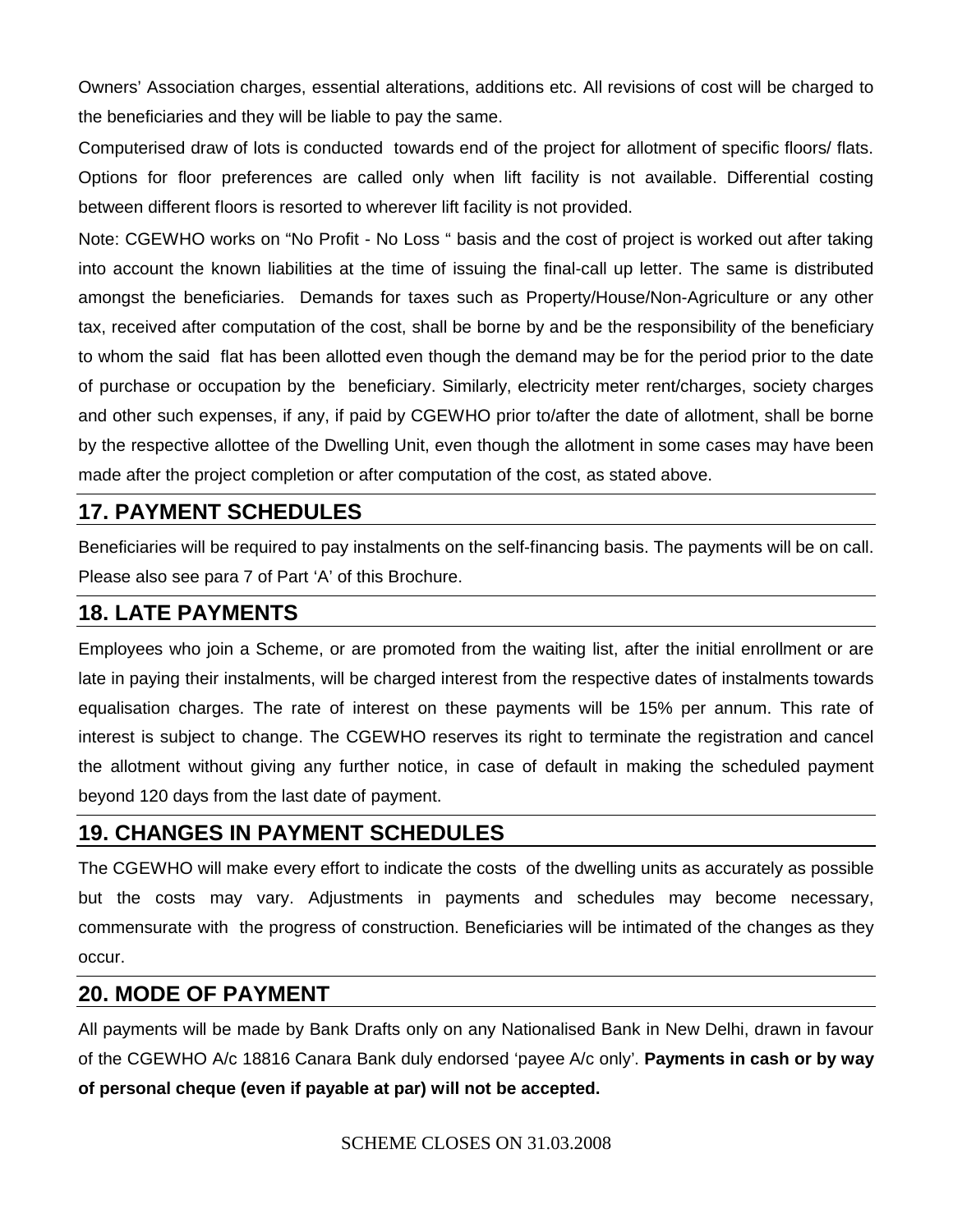Owners' Association charges, essential alterations, additions etc. All revisions of cost will be charged to the beneficiaries and they will be liable to pay the same.

Computerised draw of lots is conducted towards end of the project for allotment of specific floors/ flats. Options for floor preferences are called only when lift facility is not available. Differential costing between different floors is resorted to wherever lift facility is not provided.

Note: CGEWHO works on "No Profit - No Loss " basis and the cost of project is worked out after taking into account the known liabilities at the time of issuing the final-call up letter. The same is distributed amongst the beneficiaries. Demands for taxes such as Property/House/Non-Agriculture or any other tax, received after computation of the cost, shall be borne by and be the responsibility of the beneficiary to whom the said flat has been allotted even though the demand may be for the period prior to the date of purchase or occupation by the beneficiary. Similarly, electricity meter rent/charges, society charges and other such expenses, if any, if paid by CGEWHO prior to/after the date of allotment, shall be borne by the respective allottee of the Dwelling Unit, even though the allotment in some cases may have been made after the project completion or after computation of the cost, as stated above.

## 17. PAYMENT SCHEDULES

Beneficiaries will be required to pay instalments on the self-financing basis. The payments will be on call. Please also see para 7 of Part 'A' of this Brochure.

## 18. LATE PAYMENTS

Employees who join a Scheme, or are promoted from the waiting list, after the initial enrollment or are late in paying their instalments, will be charged interest from the respective dates of instalments towards equalisation charges. The rate of interest on these payments will be 15% per annum. This rate of interest is subject to change. The CGEWHO reserves its right to terminate the registration and cancel the allotment without giving any further notice, in case of default in making the scheduled payment beyond 120 days from the last date of payment.

## 19. CHANGES IN PAYMENT SCHEDULES

The CGEWHO will make every effort to indicate the costs of the dwelling units as accurately as possible but the costs may vary. Adjustments in payments and schedules may become necessary, commensurate with the progress of construction. Beneficiaries will be intimated of the changes as they occur.

## 20. MODE OF PAYMENT

All payments will be made by Bank Drafts only on any Nationalised Bank in New Delhi, drawn in favour of the CGEWHO A/c 18816 Canara Bank duly endorsed 'payee A/c only'. **Payments in cash or by way of personal cheque (even if payable at par) will not be accepted.**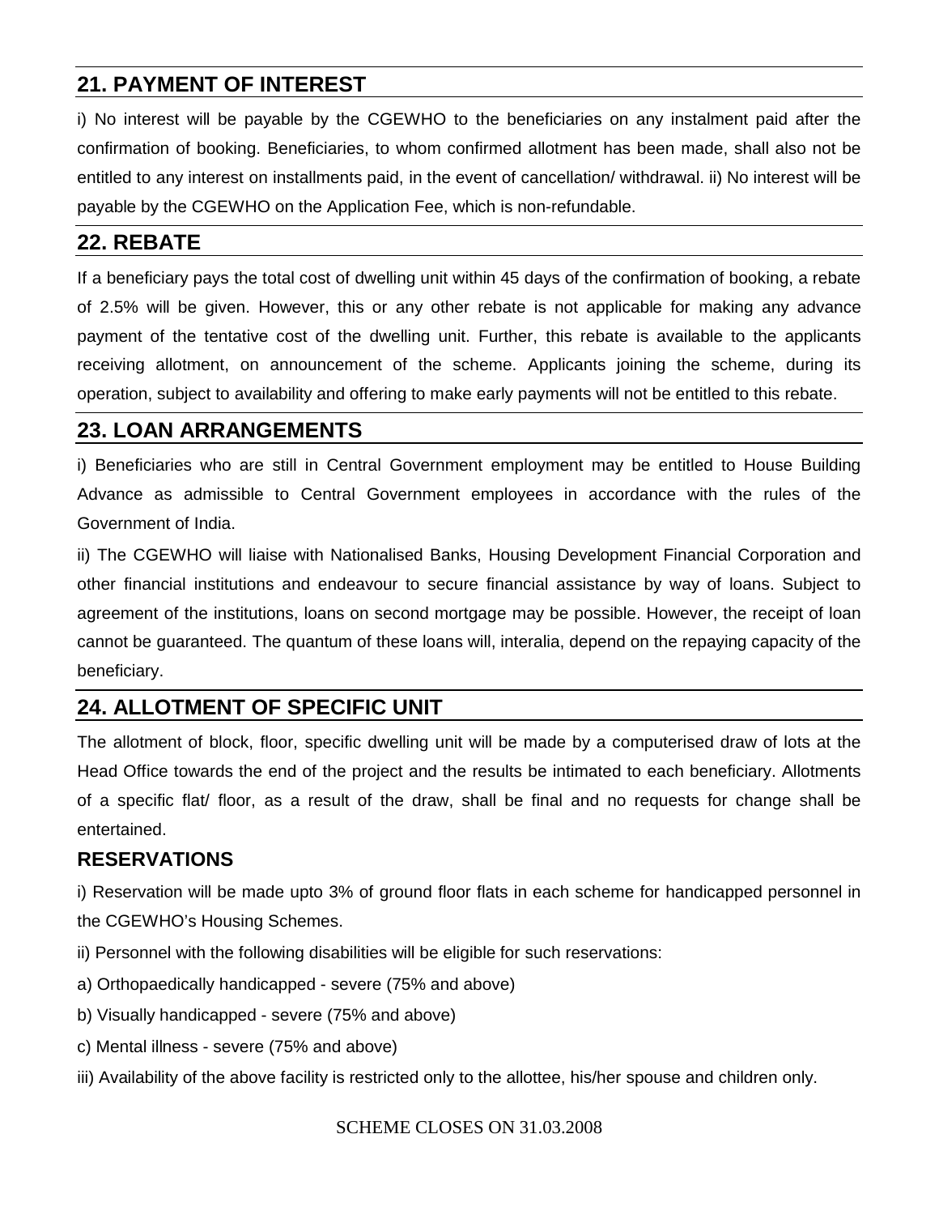## 21. PAYMENT OF INTEREST

i) No interest will be payable by the CGEWHO to the beneficiaries on any instalment paid after the confirmation of booking. Beneficiaries, to whom confirmed allotment has been made, shall also not be entitled to any interest on installments paid, in the event of cancellation/ withdrawal. ii) No interest will be payable by the CGEWHO on the Application Fee, which is non-refundable.

## 22. REBATE

If a beneficiary pays the total cost of dwelling unit within 45 days of the confirmation of booking, a rebate of 2.5% will be given. However, this or any other rebate is not applicable for making any advance payment of the tentative cost of the dwelling unit. Further, this rebate is available to the applicants receiving allotment, on announcement of the scheme. Applicants joining the scheme, during its operation, subject to availability and offering to make early payments will not be entitled to this rebate.

## 23. LOAN ARRANGEMENTS

i) Beneficiaries who are still in Central Government employment may be entitled to House Building Advance as admissible to Central Government employees in accordance with the rules of the Government of India.

ii) The CGEWHO will liaise with Nationalised Banks, Housing Development Financial Corporation and other financial institutions and endeavour to secure financial assistance by way of loans. Subject to agreement of the institutions, loans on second mortgage may be possible. However, the receipt of loan cannot be guaranteed. The quantum of these loans will, interalia, depend on the repaying capacity of the beneficiary.

## 24. ALLOTMENT OF SPECIFIC UNIT

The allotment of block, floor, specific dwelling unit will be made by a computerised draw of lots at the Head Office towards the end of the project and the results be intimated to each beneficiary. Allotments of a specific flat/ floor, as a result of the draw, shall be final and no requests for change shall be entertained.

### RESERVATIONS

i) Reservation will be made upto 3% of ground floor flats in each scheme for handicapped personnel in the CGEWHO's Housing Schemes.

ii) Personnel with the following disabilities will be eligible for such reservations:

a) Orthopaedically handicapped - severe (75% and above)

b) Visually handicapped - severe (75% and above)

c) Mental illness - severe (75% and above)

iii) Availability of the above facility is restricted only to the allottee, his/her spouse and children only.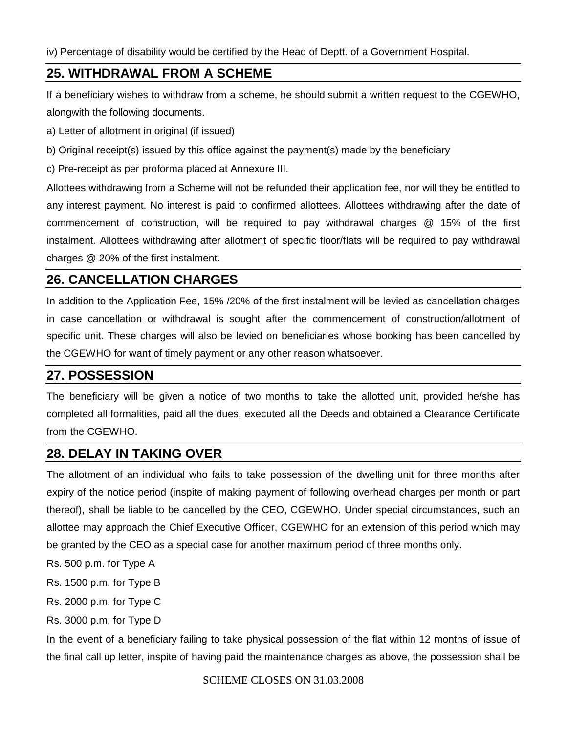iv) Percentage of disability would be certified by the Head of Deptt. of a Government Hospital.

## 25. WITHDRAWAL FROM A SCHEME

If a beneficiary wishes to withdraw from a scheme, he should submit a written request to the CGEWHO, alongwith the following documents.

a) Letter of allotment in original (if issued)

b) Original receipt(s) issued by this office against the payment(s) made by the beneficiary

c) Pre-receipt as per proforma placed at Annexure III.

Allottees withdrawing from a Scheme will not be refunded their application fee, nor will they be entitled to any interest payment. No interest is paid to confirmed allottees. Allottees withdrawing after the date of commencement of construction, will be required to pay withdrawal charges @ 15% of the first instalment. Allottees withdrawing after allotment of specific floor/flats will be required to pay withdrawal charges @ 20% of the first instalment.

## 26. CANCELLATION CHARGES

In addition to the Application Fee, 15% /20% of the first instalment will be levied as cancellation charges in case cancellation or withdrawal is sought after the commencement of construction/allotment of specific unit. These charges will also be levied on beneficiaries whose booking has been cancelled by the CGEWHO for want of timely payment or any other reason whatsoever.

## 27. POSSESSION

The beneficiary will be given a notice of two months to take the allotted unit, provided he/she has completed all formalities, paid all the dues, executed all the Deeds and obtained a Clearance Certificate from the CGEWHO.

## 28. DELAY IN TAKING OVER

The allotment of an individual who fails to take possession of the dwelling unit for three months after expiry of the notice period (inspite of making payment of following overhead charges per month or part thereof), shall be liable to be cancelled by the CEO, CGEWHO. Under special circumstances, such an allottee may approach the Chief Executive Officer, CGEWHO for an extension of this period which may be granted by the CEO as a special case for another maximum period of three months only.

Rs. 500 p.m. for Type A

Rs. 1500 p.m. for Type B

Rs. 2000 p.m. for Type C

Rs. 3000 p.m. for Type D

In the event of a beneficiary failing to take physical possession of the flat within 12 months of issue of the final call up letter, inspite of having paid the maintenance charges as above, the possession shall be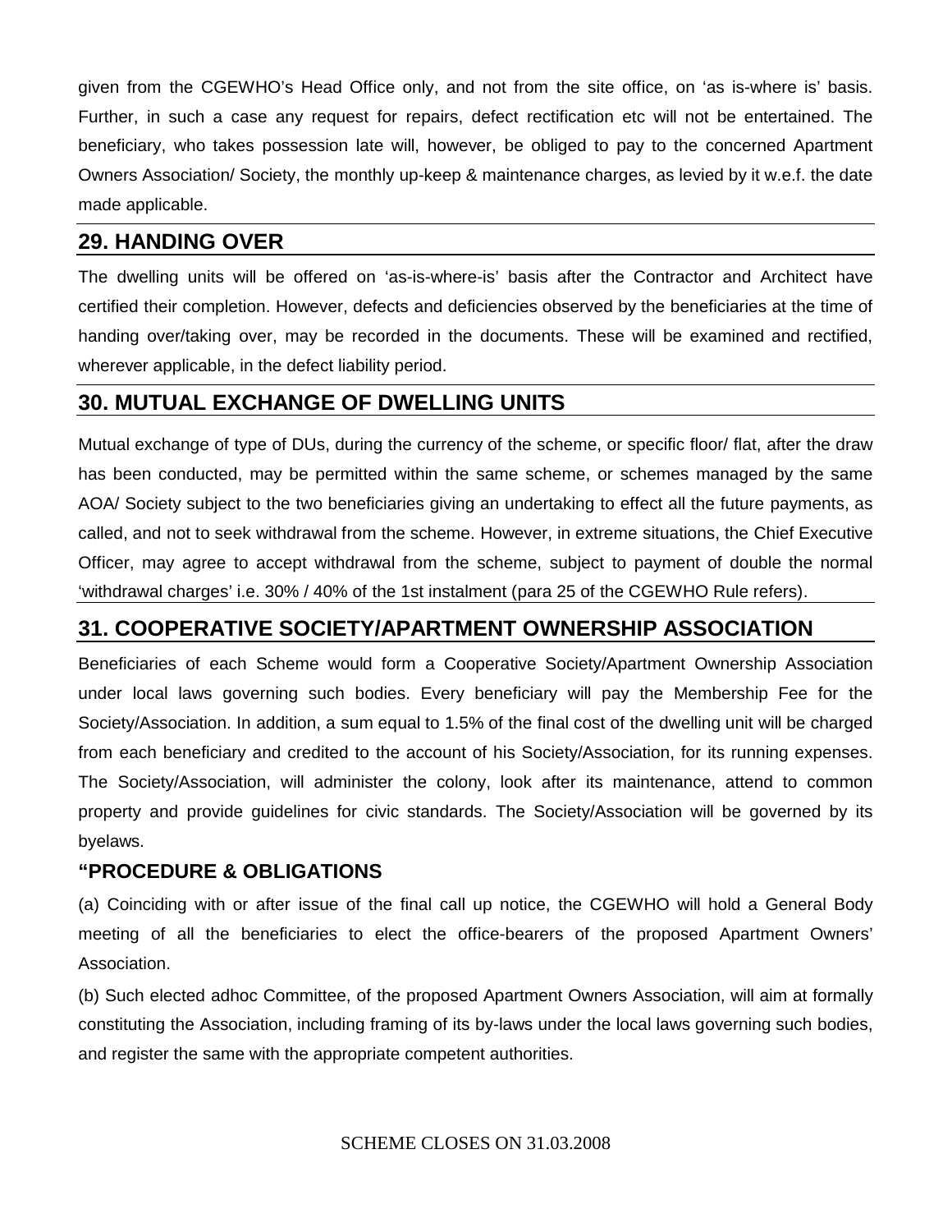given from the CGEWHO's Head Office only, and not from the site office, on 'as is-where is' basis. Further, in such a case any request for repairs, defect rectification etc will not be entertained. The beneficiary, who takes possession late will, however, be obliged to pay to the concerned Apartment Owners Association/ Society, the monthly up-keep & maintenance charges, as levied by it w.e.f. the date made applicable.

## 29. HANDING OVER

The dwelling units will be offered on 'as-is-where-is' basis after the Contractor and Architect have certified their completion. However, defects and deficiencies observed by the beneficiaries at the time of handing over/taking over, may be recorded in the documents. These will be examined and rectified, wherever applicable, in the defect liability period.

## 30. MUTUAL EXCHANGE OF DWELLING UNITS

Mutual exchange of type of DUs, during the currency of the scheme, or specific floor/ flat, after the draw has been conducted, may be permitted within the same scheme, or schemes managed by the same AOA/ Society subject to the two beneficiaries giving an undertaking to effect all the future payments, as called, and not to seek withdrawal from the scheme. However, in extreme situations, the Chief Executive Officer, may agree to accept withdrawal from the scheme, subject to payment of double the normal 'withdrawal charges' i.e. 30% / 40% of the 1st instalment (para 25 of the CGEWHO Rule refers).

## 31. COOPERATIVE SOCIETY/APARTMENT OWNERSHIP ASSOCIATION

Beneficiaries of each Scheme would form a Cooperative Society/Apartment Ownership Association under local laws governing such bodies. Every beneficiary will pay the Membership Fee for the Society/Association. In addition, a sum equal to 1.5% of the final cost of the dwelling unit will be charged from each beneficiary and credited to the account of his Society/Association, for its running expenses. The Society/Association, will administer the colony, look after its maintenance, attend to common property and provide guidelines for civic standards. The Society/Association will be governed by its byelaws.

### "PROCEDURE & OBLIGATIONS

(a) Coinciding with or after issue of the final call up notice, the CGEWHO will hold a General Body meeting of all the beneficiaries to elect the office-bearers of the proposed Apartment Owners' Association.

(b) Such elected adhoc Committee, of the proposed Apartment Owners Association, will aim at formally constituting the Association, including framing of its by-laws under the local laws governing such bodies, and register the same with the appropriate competent authorities.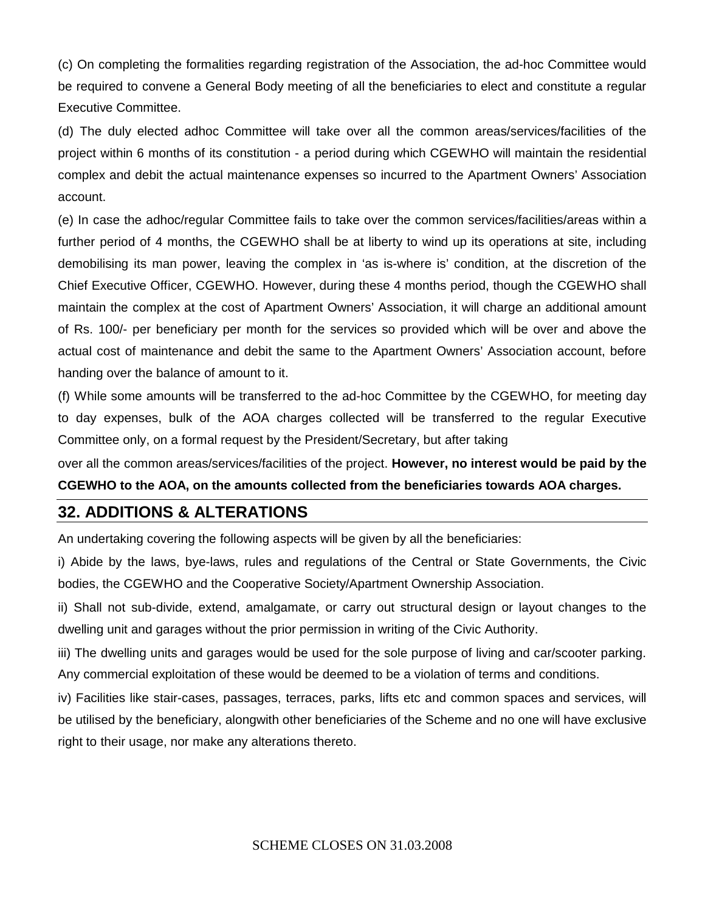(c) On completing the formalities regarding registration of the Association, the ad-hoc Committee would be required to convene a General Body meeting of all the beneficiaries to elect and constitute a regular Executive Committee.

(d) The duly elected adhoc Committee will take over all the common areas/services/facilities of the project within 6 months of its constitution - a period during which CGEWHO will maintain the residential complex and debit the actual maintenance expenses so incurred to the Apartment Owners' Association account.

(e) In case the adhoc/regular Committee fails to take over the common services/facilities/areas within a further period of 4 months, the CGEWHO shall be at liberty to wind up its operations at site, including demobilising its man power, leaving the complex in 'as is-where is' condition, at the discretion of the Chief Executive Officer, CGEWHO. However, during these 4 months period, though the CGEWHO shall maintain the complex at the cost of Apartment Owners' Association, it will charge an additional amount of Rs. 100/- per beneficiary per month for the services so provided which will be over and above the actual cost of maintenance and debit the same to the Apartment Owners' Association account, before handing over the balance of amount to it.

(f) While some amounts will be transferred to the ad-hoc Committee by the CGEWHO, for meeting day to day expenses, bulk of the AOA charges collected will be transferred to the regular Executive Committee only, on a formal request by the President/Secretary, but after taking over all the common areas/services/facilities of the project. **However, no interest would be paid by the CGEWHO to the AOA, on the amounts collected from the beneficiaries towards AOA charges.**

## 32. ADDITIONS & ALTERATIONS

An undertaking covering the following aspects will be given by all the beneficiaries:

i) Abide by the laws, bye-laws, rules and regulations of the Central or State Governments, the Civic bodies, the CGEWHO and the Cooperative Society/Apartment Ownership Association.

ii) Shall not sub-divide, extend, amalgamate, or carry out structural design or layout changes to the dwelling unit and garages without the prior permission in writing of the Civic Authority.

iii) The dwelling units and garages would be used for the sole purpose of living and car/scooter parking. Any commercial exploitation of these would be deemed to be a violation of terms and conditions.

iv) Facilities like stair-cases, passages, terraces, parks, lifts etc and common spaces and services, will be utilised by the beneficiary, alongwith other beneficiaries of the Scheme and no one will have exclusive right to their usage, nor make any alterations thereto.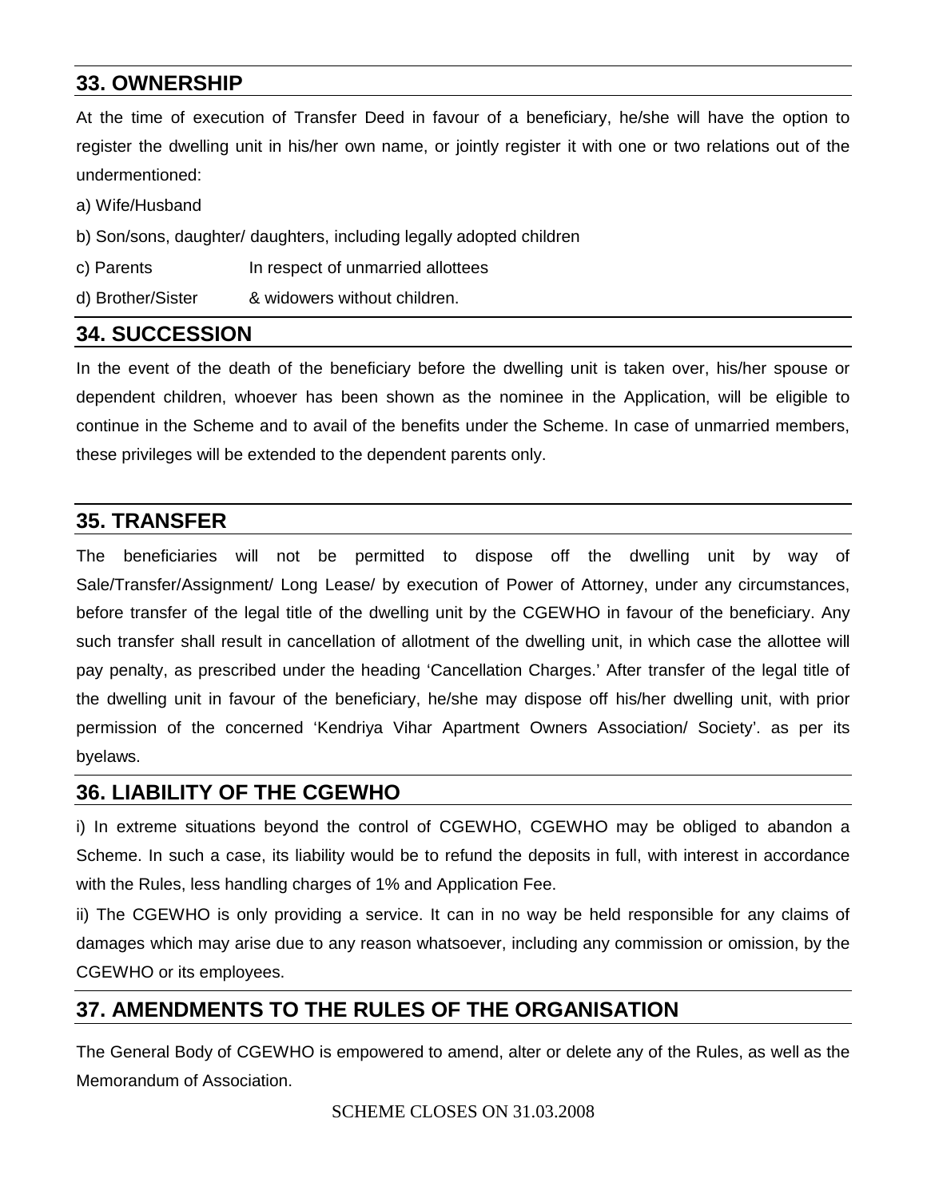## 33. OWNERSHIP

At the time of execution of Transfer Deed in favour of a beneficiary, he/she will have the option to register the dwelling unit in his/her own name, or jointly register it with one or two relations out of the undermentioned:

a) Wife/Husband

b) Son/sons, daughter/ daughters, including legally adopted children

c) Parents &nbsp;&nbsp;&nbsp;&nbsp;&nbsp;&nbsp;&nbsp;&nbsp; In respect of unmarried allottees

d) Brother/Sister &nbsp;&nbsp;&nbsp; & widowers without children.

## 34. SUCCESSION

In the event of the death of the beneficiary before the dwelling unit is taken over, his/her spouse or dependent children, whoever has been shown as the nominee in the Application, will be eligible to continue in the Scheme and to avail of the benefits under the Scheme. In case of unmarried members, these privileges will be extended to the dependent parents only.

## 35. TRANSFER

The beneficiaries will not be permitted to dispose off the dwelling unit by way of Sale/Transfer/Assignment/ Long Lease/ by execution of Power of Attorney, under any circumstances, before transfer of the legal title of the dwelling unit by the CGEWHO in favour of the beneficiary. Any such transfer shall result in cancellation of allotment of the dwelling unit, in which case the allottee will pay penalty, as prescribed under the heading 'Cancellation Charges.' After transfer of the legal title of the dwelling unit in favour of the beneficiary, he/she may dispose off his/her dwelling unit, with prior permission of the concerned 'Kendriya Vihar Apartment Owners Association/ Society'. as per its byelaws.

## 36. LIABILITY OF THE CGEWHO

i) In extreme situations beyond the control of CGEWHO, CGEWHO may be obliged to abandon a Scheme. In such a case, its liability would be to refund the deposits in full, with interest in accordance with the Rules, less handling charges of 1% and Application Fee.

ii) The CGEWHO is only providing a service. It can in no way be held responsible for any claims of damages which may arise due to any reason whatsoever, including any commission or omission, by the CGEWHO or its employees.

## 37. AMENDMENTS TO THE RULES OF THE ORGANISATION

The General Body of CGEWHO is empowered to amend, alter or delete any of the Rules, as well as the Memorandum of Association.

SCHEME CLOSES ON 31.03.2008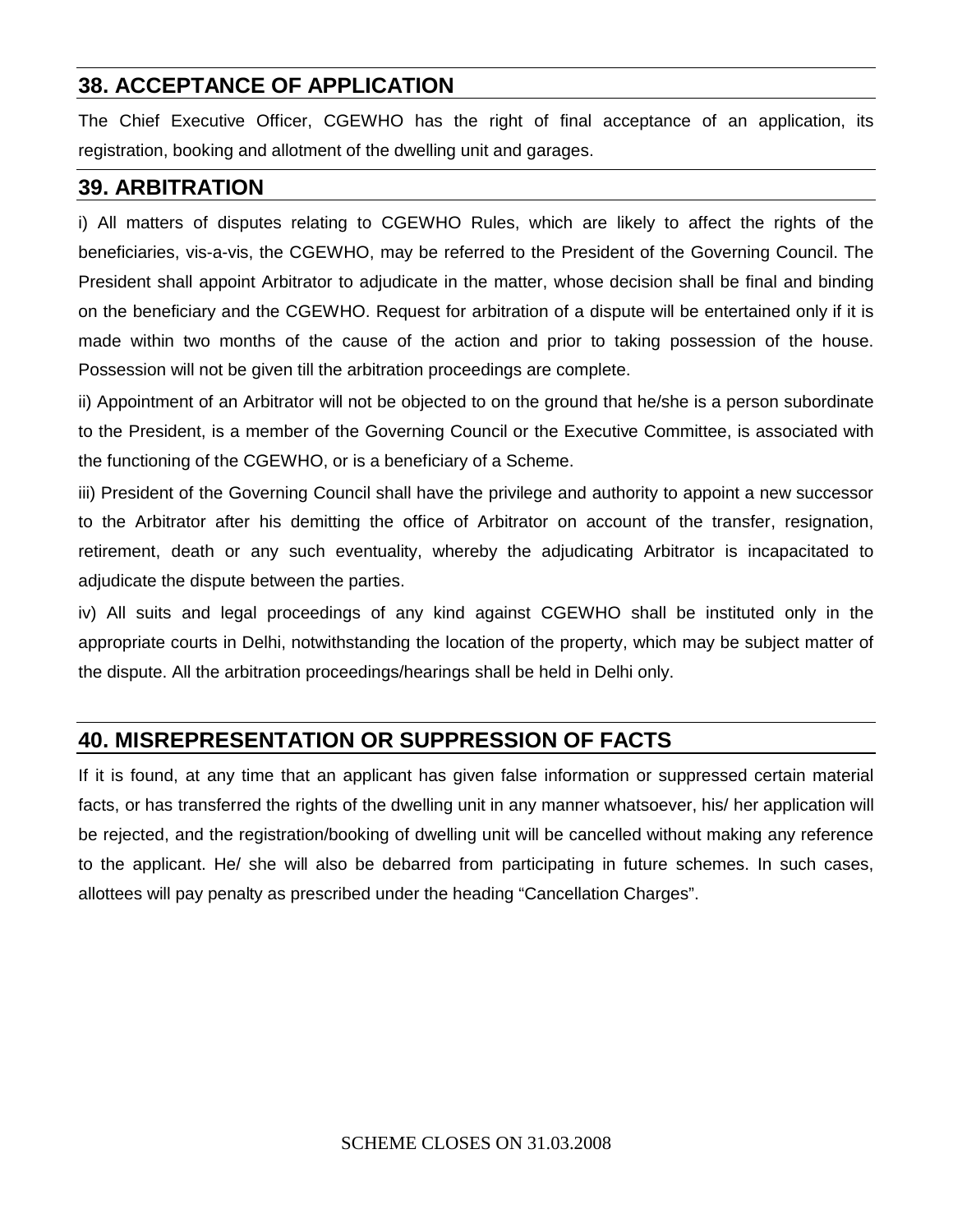## 38. ACCEPTANCE OF APPLICATION

The Chief Executive Officer, CGEWHO has the right of final acceptance of an application, its registration, booking and allotment of the dwelling unit and garages.

## 39. ARBITRATION

i) All matters of disputes relating to CGEWHO Rules, which are likely to affect the rights of the beneficiaries, vis-a-vis, the CGEWHO, may be referred to the President of the Governing Council. The President shall appoint Arbitrator to adjudicate in the matter, whose decision shall be final and binding on the beneficiary and the CGEWHO. Request for arbitration of a dispute will be entertained only if it is made within two months of the cause of the action and prior to taking possession of the house. Possession will not be given till the arbitration proceedings are complete.

ii) Appointment of an Arbitrator will not be objected to on the ground that he/she is a person subordinate to the President, is a member of the Governing Council or the Executive Committee, is associated with the functioning of the CGEWHO, or is a beneficiary of a Scheme.

iii) President of the Governing Council shall have the privilege and authority to appoint a new successor to the Arbitrator after his demitting the office of Arbitrator on account of the transfer, resignation, retirement, death or any such eventuality, whereby the adjudicating Arbitrator is incapacitated to adjudicate the dispute between the parties.

iv) All suits and legal proceedings of any kind against CGEWHO shall be instituted only in the appropriate courts in Delhi, notwithstanding the location of the property, which may be subject matter of the dispute. All the arbitration proceedings/hearings shall be held in Delhi only.

## 40. MISREPRESENTATION OR SUPPRESSION OF FACTS

If it is found, at any time that an applicant has given false information or suppressed certain material facts, or has transferred the rights of the dwelling unit in any manner whatsoever, his/ her application will be rejected, and the registration/booking of dwelling unit will be cancelled without making any reference to the applicant. He/ she will also be debarred from participating in future schemes. In such cases, allottees will pay penalty as prescribed under the heading "Cancellation Charges".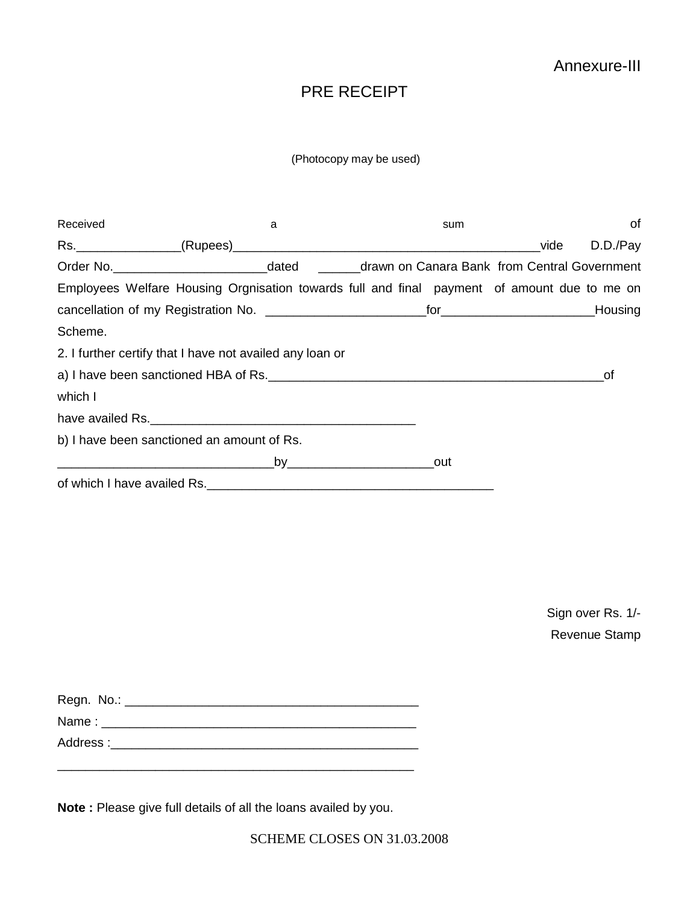Annexure-III

# PRE RECEIPT

(Photocopy may be used)

Received a sum of Rs._______________(Rupees)_____________________________________________vide D.D./Pay Order No.______________________dated ______drawn on Canara Bank from Central Government Employees Welfare Housing Orgnisation towards full and final payment of amount due to me on cancellation of my Registration No. _______________________for______________________Housing Scheme.

2. I further certify that I have not availed any loan or

a) I have been sanctioned HBA of Rs._________________________________________________of which I have availed Rs.______________________________________

b) I have been sanctioned an amount of Rs. ______________________________by____________________out of which I have availed Rs._________________________________________

Sign over Rs. 1/-
Revenue Stamp

Regn. No.: __________________________________________

Name : ______________________________________________

Address :____________________________________________

____________________________________________________

**Note :** Please give full details of all the loans availed by you.

SCHEME CLOSES ON 31.03.2008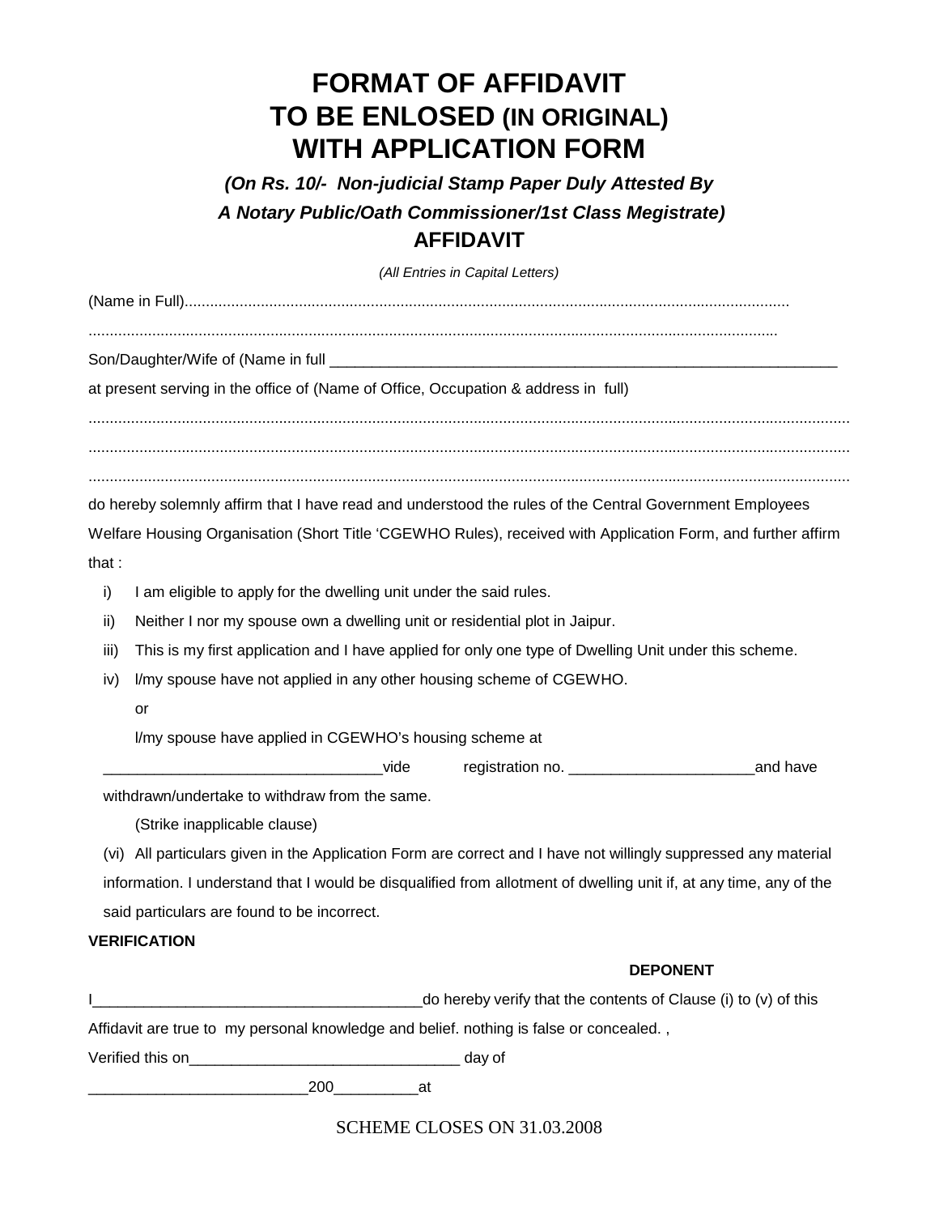# FORMAT OF AFFIDAVIT TO BE ENLOSED (IN ORIGINAL) WITH APPLICATION FORM

***(On Rs. 10/- Non-judicial Stamp Paper Duly Attested By A Notary Public/Oath Commissioner/1st Class Megistrate)***

## AFFIDAVIT

*(All Entries in Capital Letters)*

(Name in Full)..............................................................................................................................................

.................................................................................................................................................................

Son/Daughter/Wife of (Name in full ______________________________________________________________

at present serving in the office of (Name of Office, Occupation & address in full)

.................................................................................................................................................................

.................................................................................................................................................................

.................................................................................................................................................................

do hereby solemnly affirm that I have read and understood the rules of the Central Government Employees Welfare Housing Organisation (Short Title 'CGEWHO Rules), received with Application Form, and further affirm that :

i) I am eligible to apply for the dwelling unit under the said rules.

ii) Neither I nor my spouse own a dwelling unit or residential plot in Jaipur.

iii) This is my first application and I have applied for only one type of Dwelling Unit under this scheme.

iv) I/my spouse have not applied in any other housing scheme of CGEWHO.

or

I/my spouse have applied in CGEWHO's housing scheme at _________________________________vide registration no. ______________________and have withdrawn/undertake to withdraw from the same.

(Strike inapplicable clause)

(vi) All particulars given in the Application Form are correct and I have not willingly suppressed any material information. I understand that I would be disqualified from allotment of dwelling unit if, at any time, any of the said particulars are found to be incorrect.

**VERIFICATION**

**DEPONENT**

I_______________________________________do hereby verify that the contents of Clause (i) to (v) of this Affidavit are true to my personal knowledge and belief. nothing is false or concealed. ,

Verified this on________________________________ day of

__________________________200__________at

SCHEME CLOSES ON 31.03.2008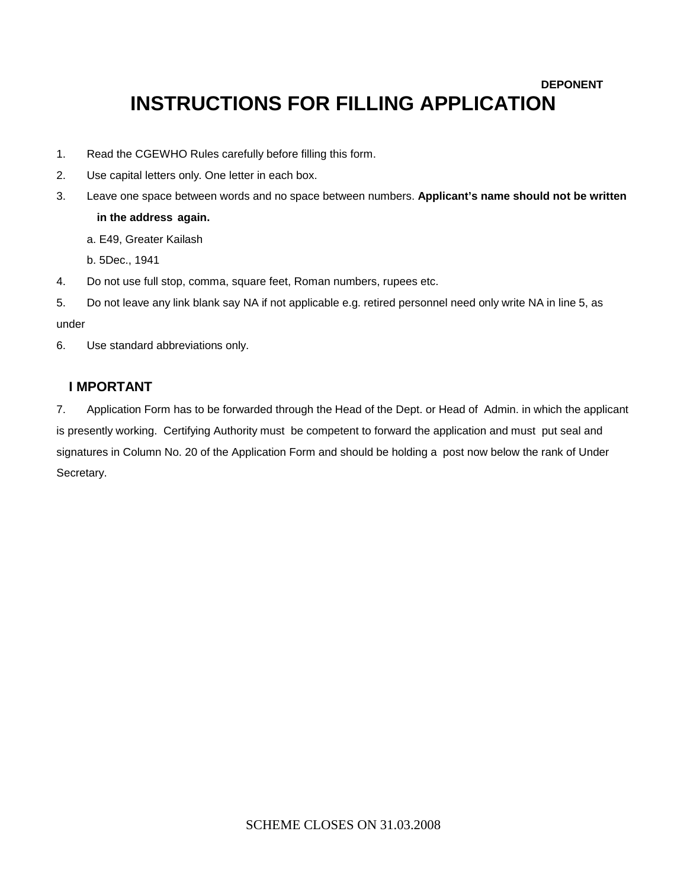**DEPONENT**

# INSTRUCTIONS FOR FILLING APPLICATION

1. Read the CGEWHO Rules carefully before filling this form.
2. Use capital letters only. One letter in each box.
3. Leave one space between words and no space between numbers. **Applicant's name should not be written in the address again.**

   a. E49, Greater Kailash

   b. 5Dec., 1941
4. Do not use full stop, comma, square feet, Roman numbers, rupees etc.
5. Do not leave any link blank say NA if not applicable e.g. retired personnel need only write NA in line 5, as under
6. Use standard abbreviations only.

## I MPORTANT

7. Application Form has to be forwarded through the Head of the Dept. or Head of Admin. in which the applicant is presently working. Certifying Authority must be competent to forward the application and must put seal and signatures in Column No. 20 of the Application Form and should be holding a post now below the rank of Under Secretary.

SCHEME CLOSES ON 31.03.2008